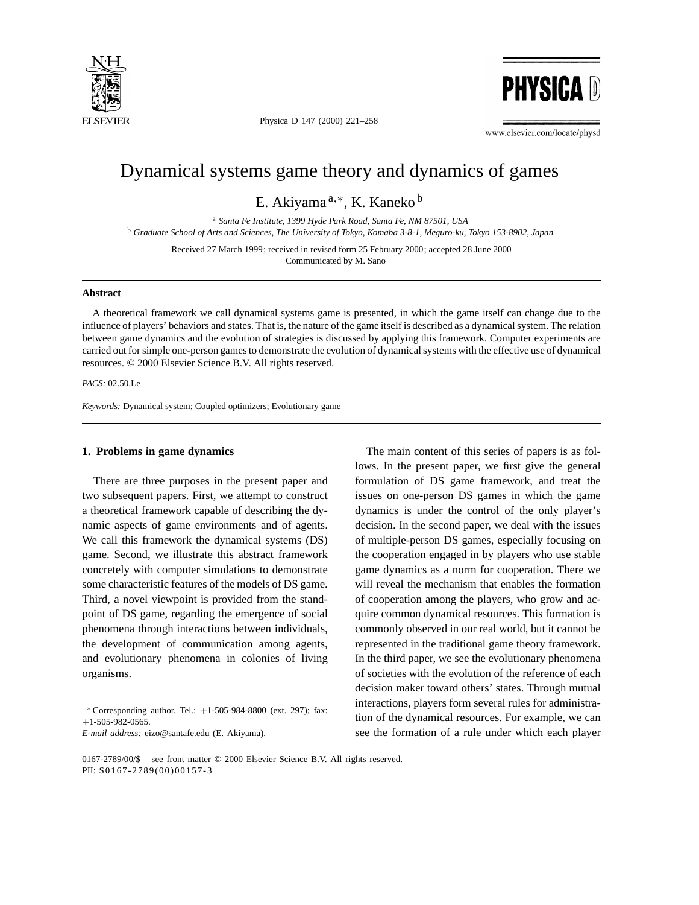# Dynamical systems game theory and dynamics of games

E. Akiyama [a,*], K. Kaneko [b]

[a] *Santa Fe Institute, 1399 Hyde Park Road, Santa Fe, NM 87501, USA*
[b] *Graduate School of Arts and Sciences, The University of Tokyo, Komaba 3-8-1, Meguro-ku, Tokyo 153-8902, Japan*

Received 27 March 1999; received in revised form 25 February 2000; accepted 28 June 2000
Communicated by M. Sano

## Abstract

A theoretical framework we call dynamical systems game is presented, in which the game itself can change due to the influence of players' behaviors and states. That is, the nature of the game itself is described as a dynamical system. The relation between game dynamics and the evolution of strategies is discussed by applying this framework. Computer experiments are carried out for simple one-person games to demonstrate the evolution of dynamical systems with the effective use of dynamical resources. © 2000 Elsevier Science B.V. All rights reserved.

*PACS:* 02.50.Le

*Keywords:* Dynamical system; Coupled optimizers; Evolutionary game

## 1. Problems in game dynamics

There are three purposes in the present paper and two subsequent papers. First, we attempt to construct a theoretical framework capable of describing the dynamic aspects of game environments and of agents. We call this framework the dynamical systems (DS) game. Second, we illustrate this abstract framework concretely with computer simulations to demonstrate some characteristic features of the models of DS game. Third, a novel viewpoint is provided from the standpoint of DS game, regarding the emergence of social phenomena through interactions between individuals, the development of communication among agents, and evolutionary phenomena in colonies of living organisms.

The main content of this series of papers is as follows. In the present paper, we first give the general formulation of DS game framework, and treat the issues on one-person DS games in which the game dynamics is under the control of the only player's decision. In the second paper, we deal with the issues of multiple-person DS games, especially focusing on the cooperation engaged in by players who use stable game dynamics as a norm for cooperation. There we will reveal the mechanism that enables the formation of cooperation among the players, who grow and acquire common dynamical resources. This formation is commonly observed in our real world, but it cannot be represented in the traditional game theory framework. In the third paper, we see the evolutionary phenomena of societies with the evolution of the reference of each decision maker toward others' states. Through mutual interactions, players form several rules for administration of the dynamical resources. For example, we can see the formation of a rule under which each player

* Corresponding author. Tel.: +1-505-984-8800 (ext. 297); fax: +1-505-982-0565.
*E-mail address:* eizo@santafe.edu (E. Akiyama).

0167-2789/00/$ – see front matter © 2000 Elsevier Science B.V. All rights reserved.
PII: S0167-2789(00)00157-3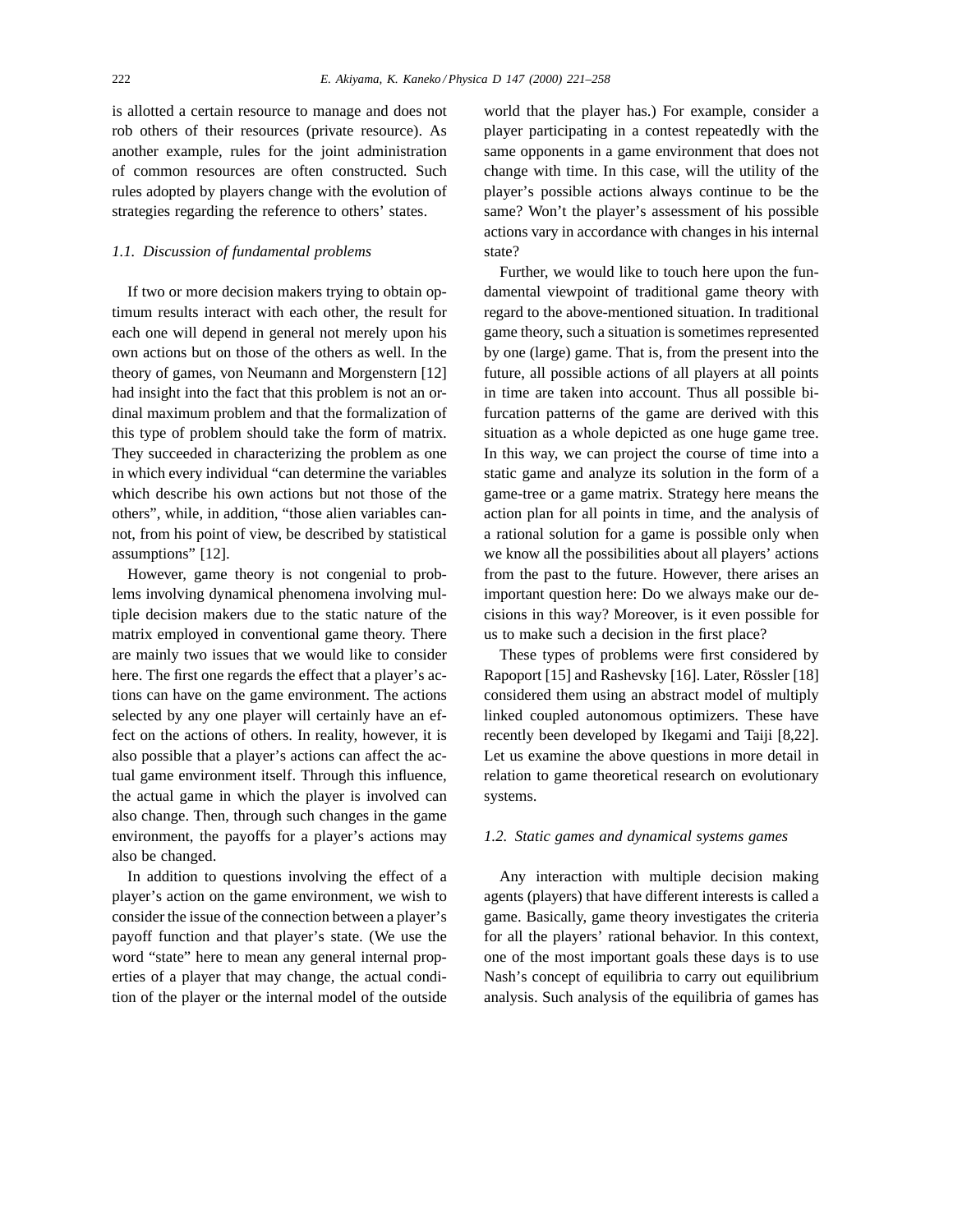is allotted a certain resource to manage and does not rob others of their resources (private resource). As another example, rules for the joint administration of common resources are often constructed. Such rules adopted by players change with the evolution of strategies regarding the reference to others' states.

### *1.1. Discussion of fundamental problems*

If two or more decision makers trying to obtain optimum results interact with each other, the result for each one will depend in general not merely upon his own actions but on those of the others as well. In the theory of games, von Neumann and Morgenstern [12] had insight into the fact that this problem is not an ordinal maximum problem and that the formalization of this type of problem should take the form of matrix. They succeeded in characterizing the problem as one in which every individual "can determine the variables which describe his own actions but not those of the others", while, in addition, "those alien variables cannot, from his point of view, be described by statistical assumptions" [12].

However, game theory is not congenial to problems involving dynamical phenomena involving multiple decision makers due to the static nature of the matrix employed in conventional game theory. There are mainly two issues that we would like to consider here. The first one regards the effect that a player's actions can have on the game environment. The actions selected by any one player will certainly have an effect on the actions of others. In reality, however, it is also possible that a player's actions can affect the actual game environment itself. Through this influence, the actual game in which the player is involved can also change. Then, through such changes in the game environment, the payoffs for a player's actions may also be changed.

In addition to questions involving the effect of a player's action on the game environment, we wish to consider the issue of the connection between a player's payoff function and that player's state. (We use the word "state" here to mean any general internal properties of a player that may change, the actual condition of the player or the internal model of the outside world that the player has.) For example, consider a player participating in a contest repeatedly with the same opponents in a game environment that does not change with time. In this case, will the utility of the player's possible actions always continue to be the same? Won't the player's assessment of his possible actions vary in accordance with changes in his internal state?

Further, we would like to touch here upon the fundamental viewpoint of traditional game theory with regard to the above-mentioned situation. In traditional game theory, such a situation is sometimes represented by one (large) game. That is, from the present into the future, all possible actions of all players at all points in time are taken into account. Thus all possible bifurcation patterns of the game are derived with this situation as a whole depicted as one huge game tree. In this way, we can project the course of time into a static game and analyze its solution in the form of a game-tree or a game matrix. Strategy here means the action plan for all points in time, and the analysis of a rational solution for a game is possible only when we know all the possibilities about all players' actions from the past to the future. However, there arises an important question here: Do we always make our decisions in this way? Moreover, is it even possible for us to make such a decision in the first place?

These types of problems were first considered by Rapoport [15] and Rashevsky [16]. Later, Rössler [18] considered them using an abstract model of multiply linked coupled autonomous optimizers. These have recently been developed by Ikegami and Taiji [8,22]. Let us examine the above questions in more detail in relation to game theoretical research on evolutionary systems.

### *1.2. Static games and dynamical systems games*

Any interaction with multiple decision making agents (players) that have different interests is called a game. Basically, game theory investigates the criteria for all the players' rational behavior. In this context, one of the most important goals these days is to use Nash's concept of equilibria to carry out equilibrium analysis. Such analysis of the equilibria of games has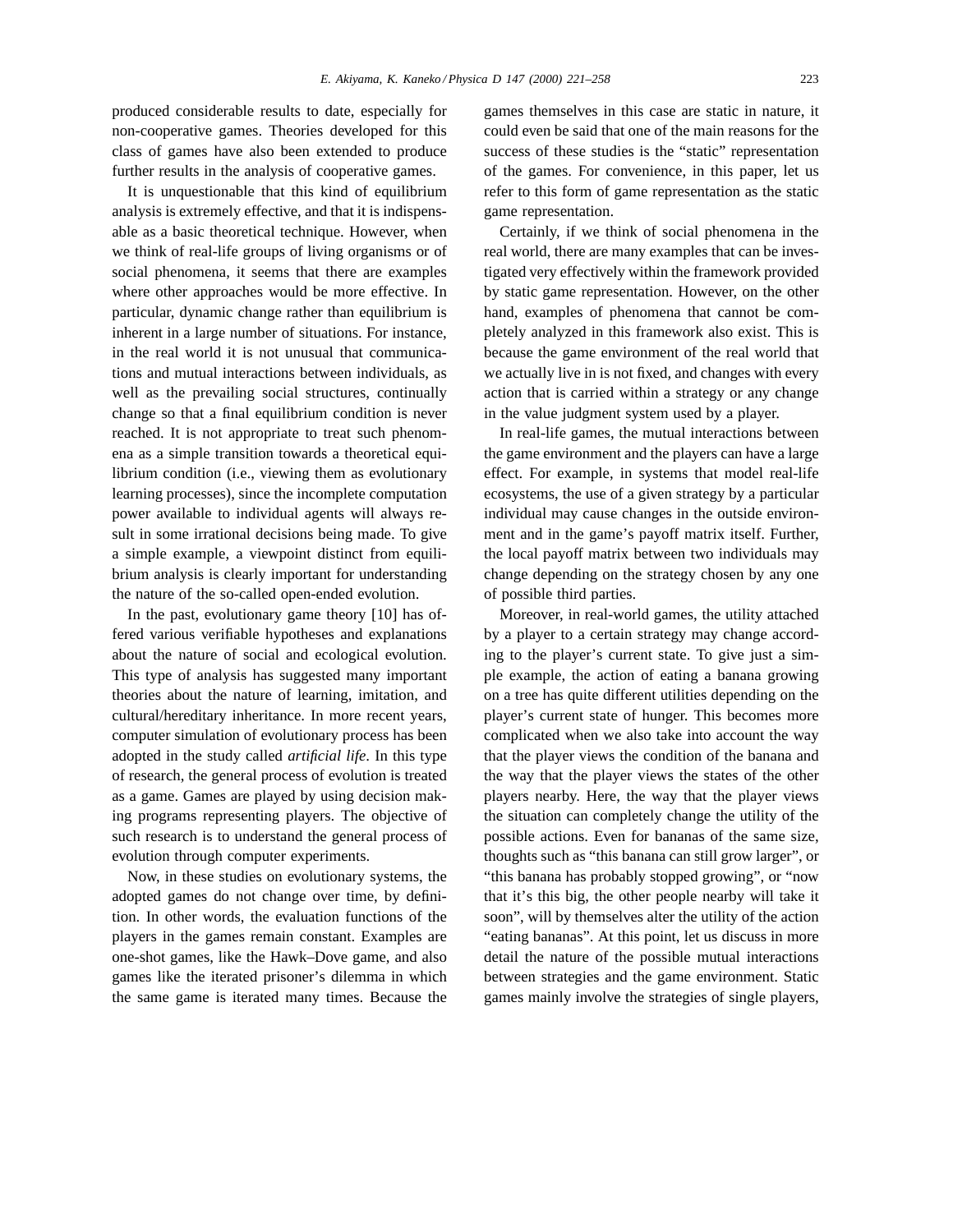produced considerable results to date, especially for non-cooperative games. Theories developed for this class of games have also been extended to produce further results in the analysis of cooperative games.

It is unquestionable that this kind of equilibrium analysis is extremely effective, and that it is indispensable as a basic theoretical technique. However, when we think of real-life groups of living organisms or of social phenomena, it seems that there are examples where other approaches would be more effective. In particular, dynamic change rather than equilibrium is inherent in a large number of situations. For instance, in the real world it is not unusual that communications and mutual interactions between individuals, as well as the prevailing social structures, continually change so that a final equilibrium condition is never reached. It is not appropriate to treat such phenomena as a simple transition towards a theoretical equilibrium condition (i.e., viewing them as evolutionary learning processes), since the incomplete computation power available to individual agents will always result in some irrational decisions being made. To give a simple example, a viewpoint distinct from equilibrium analysis is clearly important for understanding the nature of the so-called open-ended evolution.

In the past, evolutionary game theory [10] has offered various verifiable hypotheses and explanations about the nature of social and ecological evolution. This type of analysis has suggested many important theories about the nature of learning, imitation, and cultural/hereditary inheritance. In more recent years, computer simulation of evolutionary process has been adopted in the study called *artificial life*. In this type of research, the general process of evolution is treated as a game. Games are played by using decision making programs representing players. The objective of such research is to understand the general process of evolution through computer experiments.

Now, in these studies on evolutionary systems, the adopted games do not change over time, by definition. In other words, the evaluation functions of the players in the games remain constant. Examples are one-shot games, like the Hawk–Dove game, and also games like the iterated prisoner's dilemma in which the same game is iterated many times. Because the games themselves in this case are static in nature, it could even be said that one of the main reasons for the success of these studies is the "static" representation of the games. For convenience, in this paper, let us refer to this form of game representation as the static game representation.

Certainly, if we think of social phenomena in the real world, there are many examples that can be investigated very effectively within the framework provided by static game representation. However, on the other hand, examples of phenomena that cannot be completely analyzed in this framework also exist. This is because the game environment of the real world that we actually live in is not fixed, and changes with every action that is carried within a strategy or any change in the value judgment system used by a player.

In real-life games, the mutual interactions between the game environment and the players can have a large effect. For example, in systems that model real-life ecosystems, the use of a given strategy by a particular individual may cause changes in the outside environment and in the game's payoff matrix itself. Further, the local payoff matrix between two individuals may change depending on the strategy chosen by any one of possible third parties.

Moreover, in real-world games, the utility attached by a player to a certain strategy may change according to the player's current state. To give just a simple example, the action of eating a banana growing on a tree has quite different utilities depending on the player's current state of hunger. This becomes more complicated when we also take into account the way that the player views the condition of the banana and the way that the player views the states of the other players nearby. Here, the way that the player views the situation can completely change the utility of the possible actions. Even for bananas of the same size, thoughts such as "this banana can still grow larger", or "this banana has probably stopped growing", or "now that it's this big, the other people nearby will take it soon", will by themselves alter the utility of the action "eating bananas". At this point, let us discuss in more detail the nature of the possible mutual interactions between strategies and the game environment. Static games mainly involve the strategies of single players,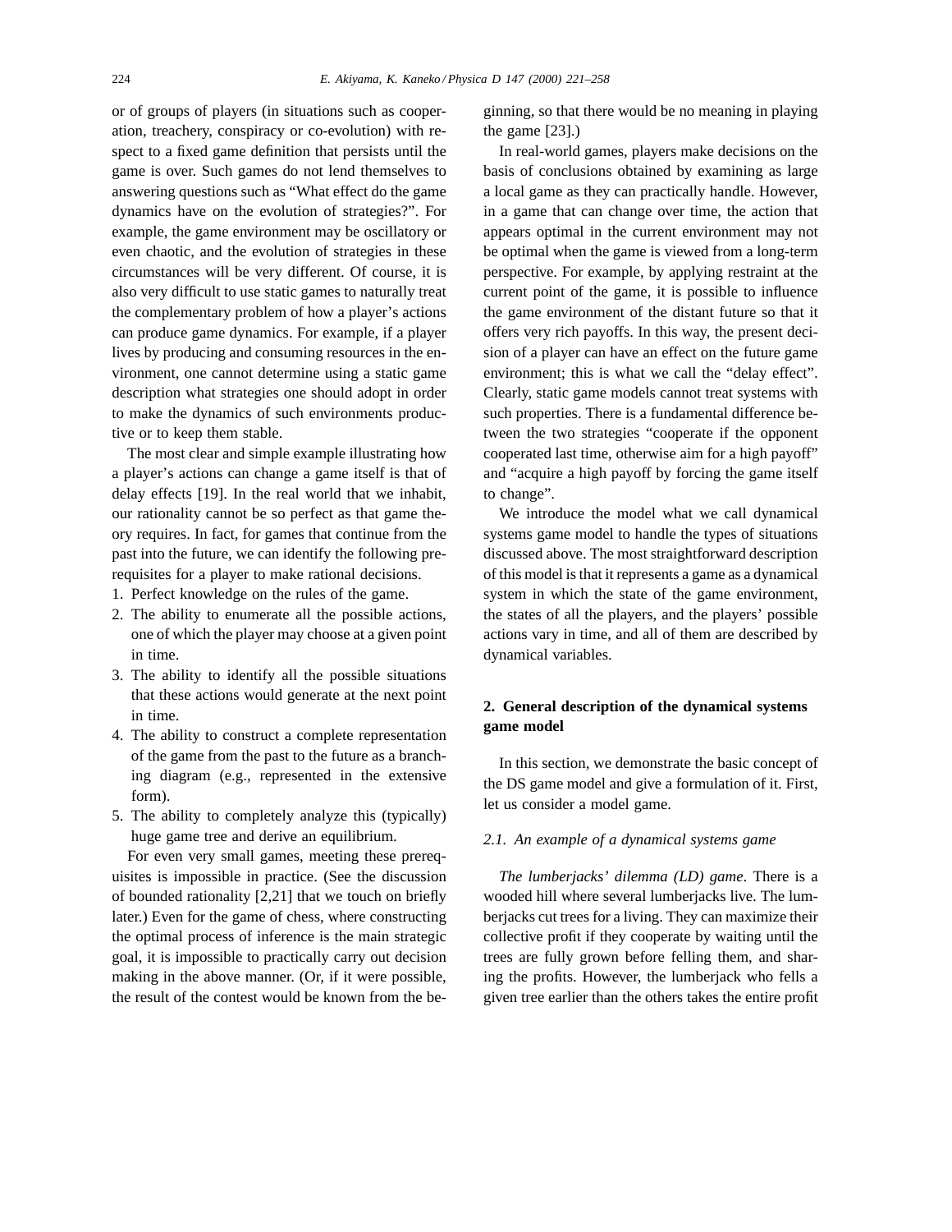or of groups of players (in situations such as cooperation, treachery, conspiracy or co-evolution) with respect to a fixed game definition that persists until the game is over. Such games do not lend themselves to answering questions such as "What effect do the game dynamics have on the evolution of strategies?". For example, the game environment may be oscillatory or even chaotic, and the evolution of strategies in these circumstances will be very different. Of course, it is also very difficult to use static games to naturally treat the complementary problem of how a player's actions can produce game dynamics. For example, if a player lives by producing and consuming resources in the environment, one cannot determine using a static game description what strategies one should adopt in order to make the dynamics of such environments productive or to keep them stable.

The most clear and simple example illustrating how a player's actions can change a game itself is that of delay effects [19]. In the real world that we inhabit, our rationality cannot be so perfect as that game theory requires. In fact, for games that continue from the past into the future, we can identify the following prerequisites for a player to make rational decisions.

1. Perfect knowledge on the rules of the game.
2. The ability to enumerate all the possible actions, one of which the player may choose at a given point in time.
3. The ability to identify all the possible situations that these actions would generate at the next point in time.
4. The ability to construct a complete representation of the game from the past to the future as a branching diagram (e.g., represented in the extensive form).
5. The ability to completely analyze this (typically) huge game tree and derive an equilibrium.

For even very small games, meeting these prerequisites is impossible in practice. (See the discussion of bounded rationality [2,21] that we touch on briefly later.) Even for the game of chess, where constructing the optimal process of inference is the main strategic goal, it is impossible to practically carry out decision making in the above manner. (Or, if it were possible, the result of the contest would be known from the beginning, so that there would be no meaning in playing the game [23].)

In real-world games, players make decisions on the basis of conclusions obtained by examining as large a local game as they can practically handle. However, in a game that can change over time, the action that appears optimal in the current environment may not be optimal when the game is viewed from a long-term perspective. For example, by applying restraint at the current point of the game, it is possible to influence the game environment of the distant future so that it offers very rich payoffs. In this way, the present decision of a player can have an effect on the future game environment; this is what we call the "delay effect". Clearly, static game models cannot treat systems with such properties. There is a fundamental difference between the two strategies "cooperate if the opponent cooperated last time, otherwise aim for a high payoff" and "acquire a high payoff by forcing the game itself to change".

We introduce the model what we call dynamical systems game model to handle the types of situations discussed above. The most straightforward description of this model is that it represents a game as a dynamical system in which the state of the game environment, the states of all the players, and the players' possible actions vary in time, and all of them are described by dynamical variables.

## 2. General description of the dynamical systems game model

In this section, we demonstrate the basic concept of the DS game model and give a formulation of it. First, let us consider a model game.

### 2.1. An example of a dynamical systems game

*The lumberjacks' dilemma (LD) game*. There is a wooded hill where several lumberjacks live. The lumberjacks cut trees for a living. They can maximize their collective profit if they cooperate by waiting until the trees are fully grown before felling them, and sharing the profits. However, the lumberjack who fells a given tree earlier than the others takes the entire profit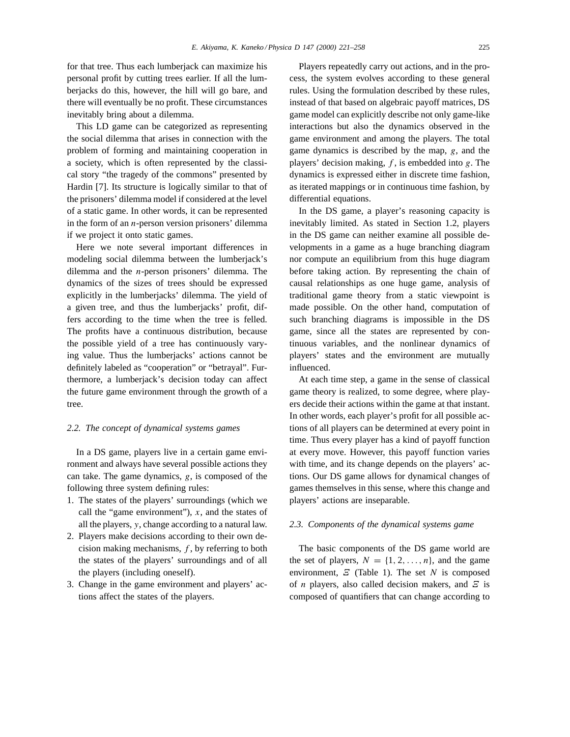for that tree. Thus each lumberjack can maximize his personal profit by cutting trees earlier. If all the lumberjacks do this, however, the hill will go bare, and there will eventually be no profit. These circumstances inevitably bring about a dilemma.

This LD game can be categorized as representing the social dilemma that arises in connection with the problem of forming and maintaining cooperation in a society, which is often represented by the classical story "the tragedy of the commons" presented by Hardin [7]. Its structure is logically similar to that of the prisoners' dilemma model if considered at the level of a static game. In other words, it can be represented in the form of an $n$-person version prisoners' dilemma if we project it onto static games.

Here we note several important differences in modeling social dilemma between the lumberjack's dilemma and the $n$-person prisoners' dilemma. The dynamics of the sizes of trees should be expressed explicitly in the lumberjacks' dilemma. The yield of a given tree, and thus the lumberjacks' profit, differs according to the time when the tree is felled. The profits have a continuous distribution, because the possible yield of a tree has continuously varying value. Thus the lumberjacks' actions cannot be definitely labeled as "cooperation" or "betrayal". Furthermore, a lumberjack's decision today can affect the future game environment through the growth of a tree.

### *2.2. The concept of dynamical systems games*

In a DS game, players live in a certain game environment and always have several possible actions they can take. The game dynamics, $g$, is composed of the following three system defining rules:

1. The states of the players' surroundings (which we call the "game environment"), $x$, and the states of all the players, $y$, change according to a natural law.
2. Players make decisions according to their own decision making mechanisms, $f$, by referring to both the states of the players' surroundings and of all the players (including oneself).
3. Change in the game environment and players' actions affect the states of the players.

Players repeatedly carry out actions, and in the process, the system evolves according to these general rules. Using the formulation described by these rules, instead of that based on algebraic payoff matrices, DS game model can explicitly describe not only game-like interactions but also the dynamics observed in the game environment and among the players. The total game dynamics is described by the map, $g$, and the players' decision making, $f$, is embedded into $g$. The dynamics is expressed either in discrete time fashion, as iterated mappings or in continuous time fashion, by differential equations.

In the DS game, a player's reasoning capacity is inevitably limited. As stated in Section 1.2, players in the DS game can neither examine all possible developments in a game as a huge branching diagram nor compute an equilibrium from this huge diagram before taking action. By representing the chain of causal relationships as one huge game, analysis of traditional game theory from a static viewpoint is made possible. On the other hand, computation of such branching diagrams is impossible in the DS game, since all the states are represented by continuous variables, and the nonlinear dynamics of players' states and the environment are mutually influenced.

At each time step, a game in the sense of classical game theory is realized, to some degree, where players decide their actions within the game at that instant. In other words, each player's profit for all possible actions of all players can be determined at every point in time. Thus every player has a kind of payoff function at every move. However, this payoff function varies with time, and its change depends on the players' actions. Our DS game allows for dynamical changes of games themselves in this sense, where this change and players' actions are inseparable.

### *2.3. Components of the dynamical systems game*

The basic components of the DS game world are the set of players, $N = \{1, 2, \ldots, n\}$, and the game environment, $\Xi$ (Table 1). The set $N$ is composed of $n$ players, also called decision makers, and $\Xi$ is composed of quantifiers that can change according to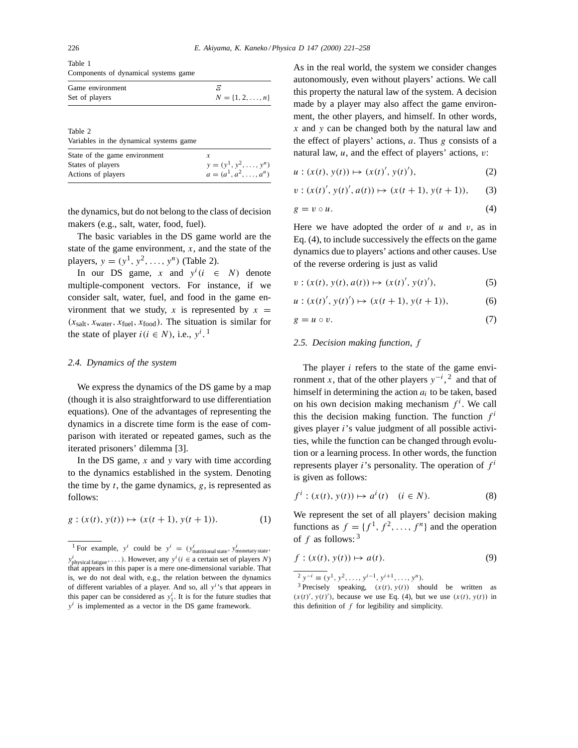Table 1
Components of dynamical systems game

| | |
|---|---|
| Game environment | $\Xi$ |
| Set of players | $N = \{1, 2, \ldots, n\}$ |

Table 2
Variables in the dynamical systems game

| | |
|---|---|
| State of the game environment | $x$ |
| States of players | $y = (y^1, y^2, \ldots, y^n)$ |
| Actions of players | $a = (a^1, a^2, \ldots, a^n)$ |

the dynamics, but do not belong to the class of decision makers (e.g., salt, water, food, fuel).

The basic variables in the DS game world are the state of the game environment, $x$, and the state of the players, $y = (y^1, y^2, \ldots, y^n)$ (Table 2).

In our DS game, $x$ and $y^i (i \in N)$ denote multiple-component vectors. For instance, if we consider salt, water, fuel, and food in the game environment that we study, $x$ is represented by $x = (x_{\text{salt}}, x_{\text{water}}, x_{\text{fuel}}, x_{\text{food}})$. The situation is similar for the state of player $i (i \in N)$, i.e., $y^i$. [1]

### 2.4. Dynamics of the system

We express the dynamics of the DS game by a map (though it is also straightforward to use differentiation equations). One of the advantages of representing the dynamics in a discrete time form is the ease of comparison with iterated or repeated games, such as the iterated prisoners' dilemma [3].

In the DS game, $x$ and $y$ vary with time according to the dynamics established in the system. Denoting the time by $t$, the game dynamics, $g$, is represented as follows:

$$g : (x(t), y(t)) \mapsto (x(t+1), y(t+1)). \tag{1}$$

As in the real world, the system we consider changes autonomously, even without players' actions. We call this property the natural law of the system. A decision made by a player may also affect the game environment, the other players, and himself. In other words, $x$ and $y$ can be changed both by the natural law and the effect of players' actions, $a$. Thus $g$ consists of a natural law, $u$, and the effect of players' actions, $v$:

$$u : (x(t), y(t)) \mapsto (x(t)', y(t)'), \tag{2}$$

$$v : (x(t)', y(t)', a(t)) \mapsto (x(t+1), y(t+1)), \tag{3}$$

$$g = v \circ u. \tag{4}$$

Here we have adopted the order of $u$ and $v$, as in Eq. (4), to include successively the effects on the game dynamics due to players' actions and other causes. Use of the reverse ordering is just as valid

$$v : (x(t), y(t), a(t)) \mapsto (x(t)', y(t)'), \tag{5}$$

$$u : (x(t)', y(t)') \mapsto (x(t+1), y(t+1)), \tag{6}$$

$$g = u \circ v. \tag{7}$$

### 2.5. Decision making function, $f$

The player $i$ refers to the state of the game environment $x$, that of the other players $y^{-i}$, [2] and that of himself in determining the action $a_i$ to be taken, based on his own decision making mechanism $f^i$. We call this the decision making function. The function $f^i$ gives player $i$'s value judgment of all possible activities, while the function can be changed through evolution or a learning process. In other words, the function represents player $i$'s personality. The operation of $f^i$ is given as follows:

$$f^i : (x(t), y(t)) \mapsto a^i(t) \quad (i \in N). \tag{8}$$

We represent the set of all players' decision making functions as $f = \{f^1, f^2, \ldots, f^n\}$ and the operation of $f$ as follows: [3]

$$f : (x(t), y(t)) \mapsto a(t). \tag{9}$$

---

[1] For example, $y^i$ could be $y^i = (y^i_{\text{nutritional state}}, y^i_{\text{monetary state}}, y^i_{\text{physical fatigue}}, \ldots)$. However, any $y^i (i \in$ a certain set of players $N)$ that appears in this paper is a mere one-dimensional variable. That is, we do not deal with, e.g., the relation between the dynamics of different variables of a player. And so, all $y^i$'s that appears in this paper can be considered as $y^i_1$. It is for the future studies that $y^i$ is implemented as a vector in the DS game framework.

[2] $y^{-i} \equiv (y^1, y^2, \ldots, y^{i-1}, y^{i+1}, \ldots, y^n)$.

[3] Precisely speaking, $(x(t), y(t))$ should be written as $(x(t)', y(t)')$, because we use Eq. (4), but we use $(x(t), y(t))$ in this definition of $f$ for legibility and simplicity.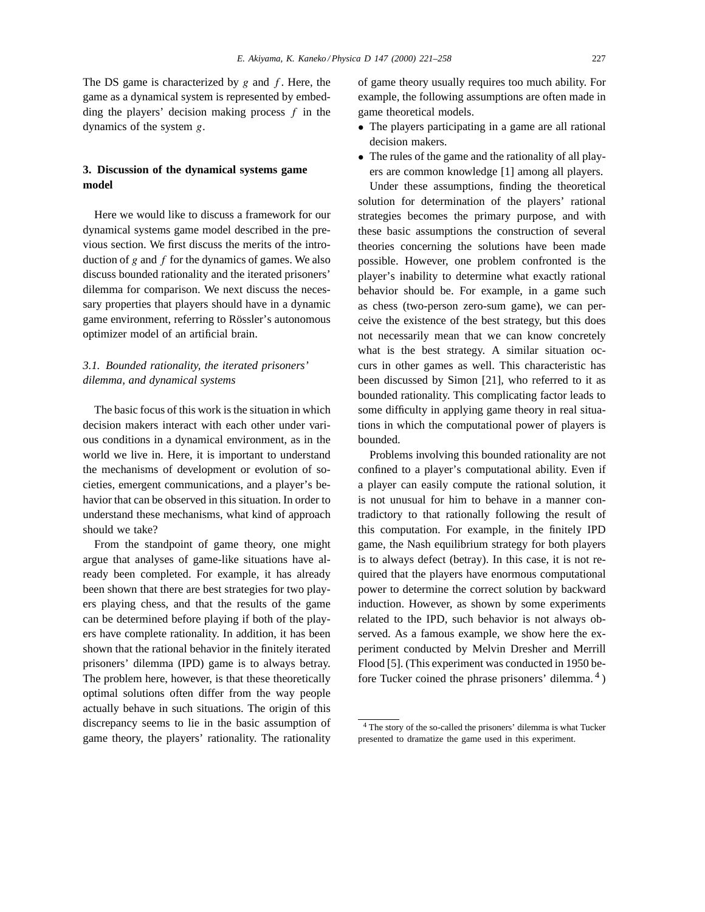The DS game is characterized by $g$ and $f$. Here, the game as a dynamical system is represented by embedding the players' decision making process $f$ in the dynamics of the system $g$.

## 3. Discussion of the dynamical systems game model

Here we would like to discuss a framework for our dynamical systems game model described in the previous section. We first discuss the merits of the introduction of $g$ and $f$ for the dynamics of games. We also discuss bounded rationality and the iterated prisoners' dilemma for comparison. We next discuss the necessary properties that players should have in a dynamic game environment, referring to Rössler's autonomous optimizer model of an artificial brain.

### *3.1. Bounded rationality, the iterated prisoners' dilemma, and dynamical systems*

The basic focus of this work is the situation in which decision makers interact with each other under various conditions in a dynamical environment, as in the world we live in. Here, it is important to understand the mechanisms of development or evolution of societies, emergent communications, and a player's behavior that can be observed in this situation. In order to understand these mechanisms, what kind of approach should we take?

From the standpoint of game theory, one might argue that analyses of game-like situations have already been completed. For example, it has already been shown that there are best strategies for two players playing chess, and that the results of the game can be determined before playing if both of the players have complete rationality. In addition, it has been shown that the rational behavior in the finitely iterated prisoners' dilemma (IPD) game is to always betray. The problem here, however, is that these theoretically optimal solutions often differ from the way people actually behave in such situations. The origin of this discrepancy seems to lie in the basic assumption of game theory, the players' rationality. The rationality of game theory usually requires too much ability. For example, the following assumptions are often made in game theoretical models.

- The players participating in a game are all rational decision makers.
- The rules of the game and the rationality of all players are common knowledge [1] among all players.

Under these assumptions, finding the theoretical solution for determination of the players' rational strategies becomes the primary purpose, and with these basic assumptions the construction of several theories concerning the solutions have been made possible. However, one problem confronted is the player's inability to determine what exactly rational behavior should be. For example, in a game such as chess (two-person zero-sum game), we can perceive the existence of the best strategy, but this does not necessarily mean that we can know concretely what is the best strategy. A similar situation occurs in other games as well. This characteristic has been discussed by Simon [21], who referred to it as bounded rationality. This complicating factor leads to some difficulty in applying game theory in real situations in which the computational power of players is bounded.

Problems involving this bounded rationality are not confined to a player's computational ability. Even if a player can easily compute the rational solution, it is not unusual for him to behave in a manner contradictory to that rationally following the result of this computation. For example, in the finitely IPD game, the Nash equilibrium strategy for both players is to always defect (betray). In this case, it is not required that the players have enormous computational power to determine the correct solution by backward induction. However, as shown by some experiments related to the IPD, such behavior is not always observed. As a famous example, we show here the experiment conducted by Melvin Dresher and Merrill Flood [5]. (This experiment was conducted in 1950 before Tucker coined the phrase prisoners' dilemma. [4])

[4] The story of the so-called the prisoners' dilemma is what Tucker presented to dramatize the game used in this experiment.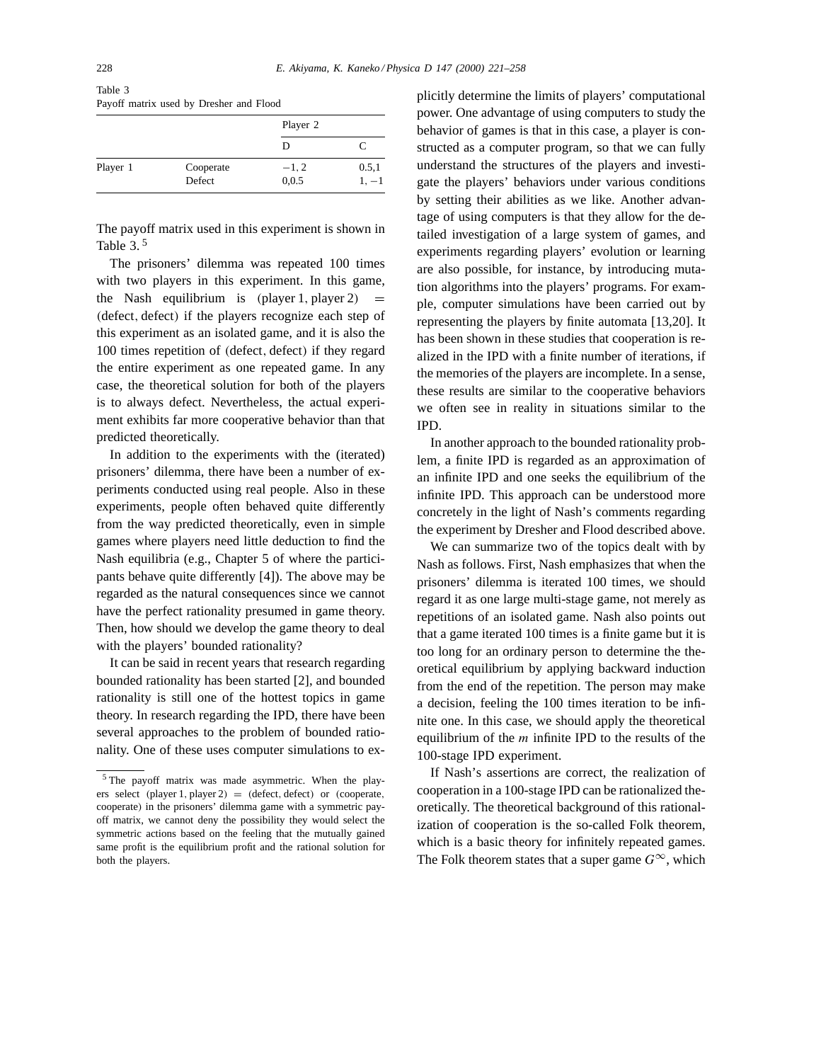Table 3
Payoff matrix used by Dresher and Flood

| | | Player 2 | |
|---|---|---|---|
| | | D | C |
| Player 1 | Cooperate | $-1, 2$ | 0.5,1 |
| | Defect | 0,0.5 | $1, -1$ |

The payoff matrix used in this experiment is shown in Table 3. [5]

The prisoners' dilemma was repeated 100 times with two players in this experiment. In this game, the Nash equilibrium is $(\text{player 1, player 2}) = (\text{defect, defect})$ if the players recognize each step of this experiment as an isolated game, and it is also the 100 times repetition of (defect, defect) if they regard the entire experiment as one repeated game. In any case, the theoretical solution for both of the players is to always defect. Nevertheless, the actual experiment exhibits far more cooperative behavior than that predicted theoretically.

In addition to the experiments with the (iterated) prisoners' dilemma, there have been a number of experiments conducted using real people. Also in these experiments, people often behaved quite differently from the way predicted theoretically, even in simple games where players need little deduction to find the Nash equilibria (e.g., Chapter 5 of where the participants behave quite differently [4]). The above may be regarded as the natural consequences since we cannot have the perfect rationality presumed in game theory. Then, how should we develop the game theory to deal with the players' bounded rationality?

It can be said in recent years that research regarding bounded rationality has been started [2], and bounded rationality is still one of the hottest topics in game theory. In research regarding the IPD, there have been several approaches to the problem of bounded rationality. One of these uses computer simulations to explicitly determine the limits of players' computational power. One advantage of using computers to study the behavior of games is that in this case, a player is constructed as a computer program, so that we can fully understand the structures of the players and investigate the players' behaviors under various conditions by setting their abilities as we like. Another advantage of using computers is that they allow for the detailed investigation of a large system of games, and experiments regarding players' evolution or learning are also possible, for instance, by introducing mutation algorithms into the players' programs. For example, computer simulations have been carried out by representing the players by finite automata [13,20]. It has been shown in these studies that cooperation is realized in the IPD with a finite number of iterations, if the memories of the players are incomplete. In a sense, these results are similar to the cooperative behaviors we often see in reality in situations similar to the IPD.

In another approach to the bounded rationality problem, a finite IPD is regarded as an approximation of an infinite IPD and one seeks the equilibrium of the infinite IPD. This approach can be understood more concretely in the light of Nash's comments regarding the experiment by Dresher and Flood described above.

We can summarize two of the topics dealt with by Nash as follows. First, Nash emphasizes that when the prisoners' dilemma is iterated 100 times, we should regard it as one large multi-stage game, not merely as repetitions of an isolated game. Nash also points out that a game iterated 100 times is a finite game but it is too long for an ordinary person to determine the theoretical equilibrium by applying backward induction from the end of the repetition. The person may make a decision, feeling the 100 times iteration to be infinite one. In this case, we should apply the theoretical equilibrium of the $m$ infinite IPD to the results of the 100-stage IPD experiment.

If Nash's assertions are correct, the realization of cooperation in a 100-stage IPD can be rationalized theoretically. The theoretical background of this rationalization of cooperation is the so-called Folk theorem, which is a basic theory for infinitely repeated games. The Folk theorem states that a super game $G^{\infty}$, which

[5] The payoff matrix was made asymmetric. When the players select $(\text{player 1, player 2}) = (\text{defect, defect})$ or (cooperate, cooperate) in the prisoners' dilemma game with a symmetric payoff matrix, we cannot deny the possibility they would select the symmetric actions based on the feeling that the mutually gained same profit is the equilibrium profit and the rational solution for both the players.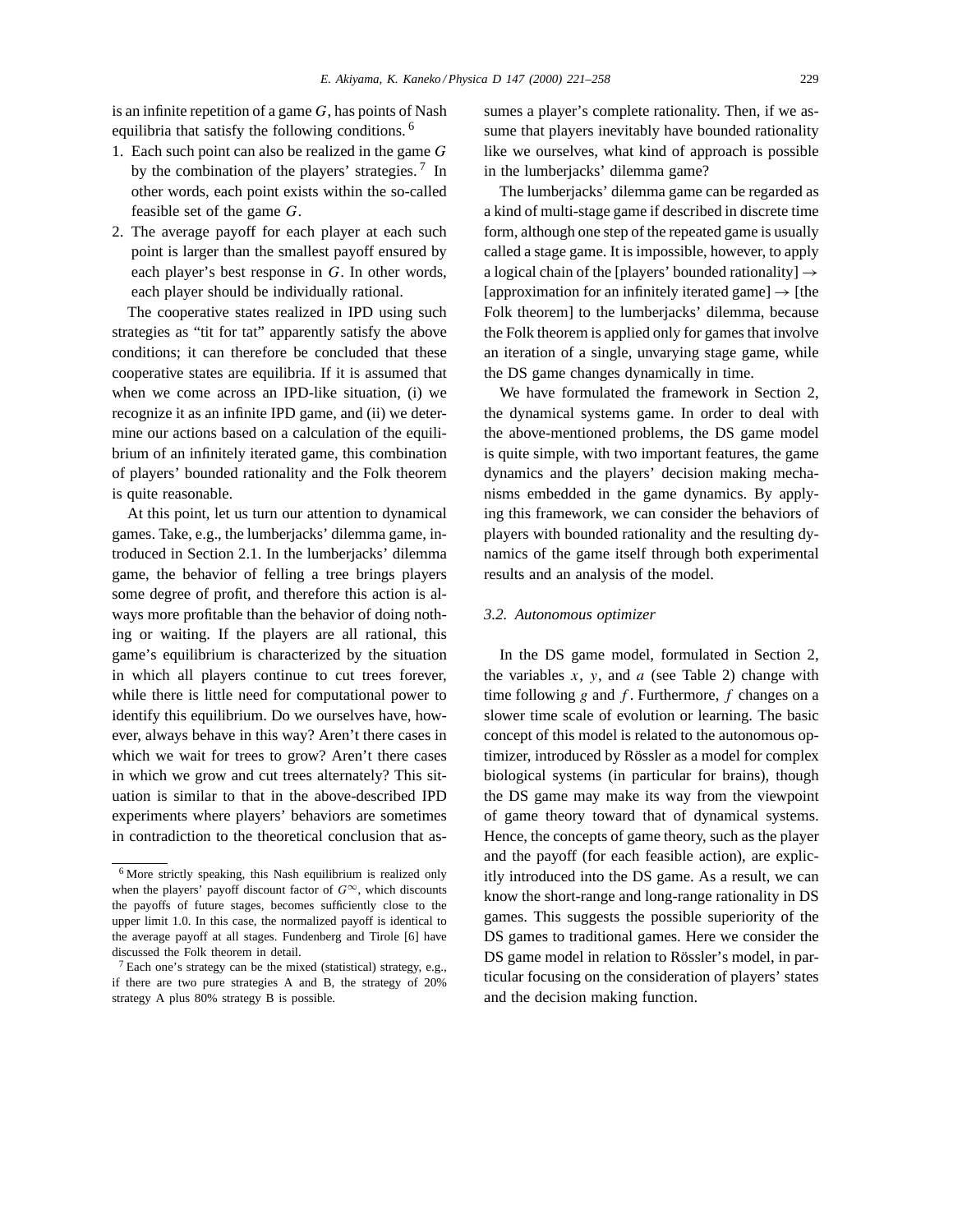is an infinite repetition of a game $G$, has points of Nash equilibria that satisfy the following conditions. [6]

1. Each such point can also be realized in the game $G$ by the combination of the players' strategies. [7] In other words, each point exists within the so-called feasible set of the game $G$.
2. The average payoff for each player at each such point is larger than the smallest payoff ensured by each player's best response in $G$. In other words, each player should be individually rational.

The cooperative states realized in IPD using such strategies as "tit for tat" apparently satisfy the above conditions; it can therefore be concluded that these cooperative states are equilibria. If it is assumed that when we come across an IPD-like situation, (i) we recognize it as an infinite IPD game, and (ii) we determine our actions based on a calculation of the equilibrium of an infinitely iterated game, this combination of players' bounded rationality and the Folk theorem is quite reasonable.

At this point, let us turn our attention to dynamical games. Take, e.g., the lumberjacks' dilemma game, introduced in Section 2.1. In the lumberjacks' dilemma game, the behavior of felling a tree brings players some degree of profit, and therefore this action is always more profitable than the behavior of doing nothing or waiting. If the players are all rational, this game's equilibrium is characterized by the situation in which all players continue to cut trees forever, while there is little need for computational power to identify this equilibrium. Do we ourselves have, however, always behave in this way? Aren't there cases in which we wait for trees to grow? Aren't there cases in which we grow and cut trees alternately? This situation is similar to that in the above-described IPD experiments where players' behaviors are sometimes in contradiction to the theoretical conclusion that assumes a player's complete rationality. Then, if we assume that players inevitably have bounded rationality like we ourselves, what kind of approach is possible in the lumberjacks' dilemma game?

The lumberjacks' dilemma game can be regarded as a kind of multi-stage game if described in discrete time form, although one step of the repeated game is usually called a stage game. It is impossible, however, to apply a logical chain of the [players' bounded rationality] → [approximation for an infinitely iterated game] → [the Folk theorem] to the lumberjacks' dilemma, because the Folk theorem is applied only for games that involve an iteration of a single, unvarying stage game, while the DS game changes dynamically in time.

We have formulated the framework in Section 2, the dynamical systems game. In order to deal with the above-mentioned problems, the DS game model is quite simple, with two important features, the game dynamics and the players' decision making mechanisms embedded in the game dynamics. By applying this framework, we can consider the behaviors of players with bounded rationality and the resulting dynamics of the game itself through both experimental results and an analysis of the model.

### 3.2. Autonomous optimizer

In the DS game model, formulated in Section 2, the variables $x$, $y$, and $a$ (see Table 2) change with time following $g$ and $f$. Furthermore, $f$ changes on a slower time scale of evolution or learning. The basic concept of this model is related to the autonomous optimizer, introduced by Rössler as a model for complex biological systems (in particular for brains), though the DS game may make its way from the viewpoint of game theory toward that of dynamical systems. Hence, the concepts of game theory, such as the player and the payoff (for each feasible action), are explicitly introduced into the DS game. As a result, we can know the short-range and long-range rationality in DS games. This suggests the possible superiority of the DS games to traditional games. Here we consider the DS game model in relation to Rössler's model, in particular focusing on the consideration of players' states and the decision making function.

---

[6] More strictly speaking, this Nash equilibrium is realized only when the players' payoff discount factor of $G^{\infty}$, which discounts the payoffs of future stages, becomes sufficiently close to the upper limit 1.0. In this case, the normalized payoff is identical to the average payoff at all stages. Fundenberg and Tirole [6] have discussed the Folk theorem in detail.

[7] Each one's strategy can be the mixed (statistical) strategy, e.g., if there are two pure strategies A and B, the strategy of 20% strategy A plus 80% strategy B is possible.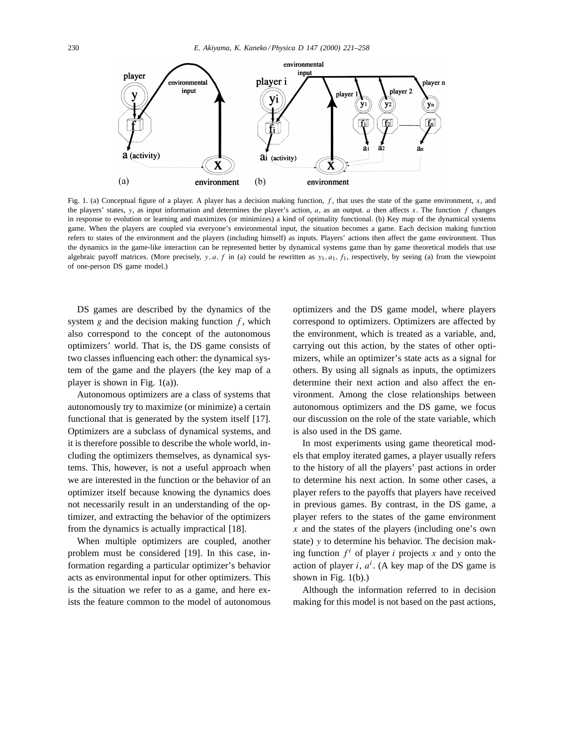player

environmental input

y

f

a (activity)

x

environment

(a)

environmental input

player i

yi

fi

ai (activity)

player 1

player 2

player n

y1

y2

yn

f1

f2

fn

a1

a2

an

x

environment

(b)

Fig. 1. (a) Conceptual figure of a player. A player has a decision making function, $f$, that uses the state of the game environment, $x$, and the players' states, $y$, as input information and determines the player's action, $a$, as an output. $a$ then affects $x$. The function $f$ changes in response to evolution or learning and maximizes (or minimizes) a kind of optimality functional. (b) Key map of the dynamical systems game. When the players are coupled via everyone's environmental input, the situation becomes a game. Each decision making function refers to states of the environment and the players (including himself) as inputs. Players' actions then affect the game environment. Thus the dynamics in the game-like interaction can be represented better by dynamical systems game than by game theoretical models that use algebraic payoff matrices. (More precisely, $y, a, f$ in (a) could be rewritten as $y_1, a_1, f_1$, respectively, by seeing (a) from the viewpoint of one-person DS game model.)

DS games are described by the dynamics of the system $g$ and the decision making function $f$, which also correspond to the concept of the autonomous optimizers' world. That is, the DS game consists of two classes influencing each other: the dynamical system of the game and the players (the key map of a player is shown in Fig. 1(a)).

Autonomous optimizers are a class of systems that autonomously try to maximize (or minimize) a certain functional that is generated by the system itself [17]. Optimizers are a subclass of dynamical systems, and it is therefore possible to describe the whole world, including the optimizers themselves, as dynamical systems. This, however, is not a useful approach when we are interested in the function or the behavior of an optimizer itself because knowing the dynamics does not necessarily result in an understanding of the optimizer, and extracting the behavior of the optimizers from the dynamics is actually impractical [18].

When multiple optimizers are coupled, another problem must be considered [19]. In this case, information regarding a particular optimizer's behavior acts as environmental input for other optimizers. This is the situation we refer to as a game, and here exists the feature common to the model of autonomous optimizers and the DS game model, where players correspond to optimizers. Optimizers are affected by the environment, which is treated as a variable, and, carrying out this action, by the states of other optimizers, while an optimizer's state acts as a signal for others. By using all signals as inputs, the optimizers determine their next action and also affect the environment. Among the close relationships between autonomous optimizers and the DS game, we focus our discussion on the role of the state variable, which is also used in the DS game.

In most experiments using game theoretical models that employ iterated games, a player usually refers to the history of all the players' past actions in order to determine his next action. In some other cases, a player refers to the payoffs that players have received in previous games. By contrast, in the DS game, a player refers to the states of the game environment $x$ and the states of the players (including one's own state) $y$ to determine his behavior. The decision making function $f^i$ of player $i$ projects $x$ and $y$ onto the action of player $i$, $a^i$. (A key map of the DS game is shown in Fig. 1(b).)

Although the information referred to in decision making for this model is not based on the past actions,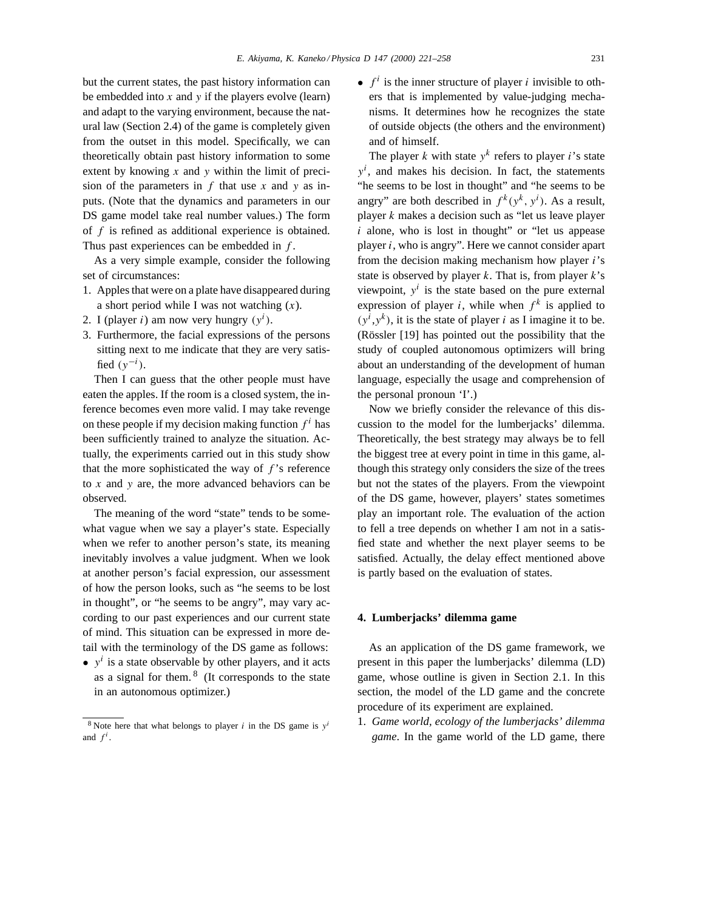but the current states, the past history information can be embedded into $x$ and $y$ if the players evolve (learn) and adapt to the varying environment, because the natural law (Section 2.4) of the game is completely given from the outset in this model. Specifically, we can theoretically obtain past history information to some extent by knowing $x$ and $y$ within the limit of precision of the parameters in $f$ that use $x$ and $y$ as inputs. (Note that the dynamics and parameters in our DS game model take real number values.) The form of $f$ is refined as additional experience is obtained. Thus past experiences can be embedded in $f$.

As a very simple example, consider the following set of circumstances:

1. Apples that were on a plate have disappeared during a short period while I was not watching ($x$).
2. I (player $i$) am now very hungry ($y^i$).
3. Furthermore, the facial expressions of the persons sitting next to me indicate that they are very satisfied ($y^{-i}$).

Then I can guess that the other people must have eaten the apples. If the room is a closed system, the inference becomes even more valid. I may take revenge on these people if my decision making function $f^i$ has been sufficiently trained to analyze the situation. Actually, the experiments carried out in this study show that the more sophisticated the way of $f$'s reference to $x$ and $y$ are, the more advanced behaviors can be observed.

The meaning of the word "state" tends to be somewhat vague when we say a player's state. Especially when we refer to another person's state, its meaning inevitably involves a value judgment. When we look at another person's facial expression, our assessment of how the person looks, such as "he seems to be lost in thought", or "he seems to be angry", may vary according to our past experiences and our current state of mind. This situation can be expressed in more detail with the terminology of the DS game as follows:

- $y^i$ is a state observable by other players, and it acts as a signal for them.[8] (It corresponds to the state in an autonomous optimizer.)
- $f^i$ is the inner structure of player $i$ invisible to others that is implemented by value-judging mechanisms. It determines how he recognizes the state of outside objects (the others and the environment) and of himself.

The player $k$ with state $y^k$ refers to player $i$'s state $y^i$, and makes his decision. In fact, the statements "he seems to be lost in thought" and "he seems to be angry" are both described in $f^k(y^k, y^i)$. As a result, player $k$ makes a decision such as "let us leave player $i$ alone, who is lost in thought" or "let us appease player $i$, who is angry". Here we cannot consider apart from the decision making mechanism how player $i$'s state is observed by player $k$. That is, from player $k$'s viewpoint, $y^i$ is the state based on the pure external expression of player $i$, while when $f^k$ is applied to $(y^i, y^k)$, it is the state of player $i$ as I imagine it to be. (Rössler [19] has pointed out the possibility that the study of coupled autonomous optimizers will bring about an understanding of the development of human language, especially the usage and comprehension of the personal pronoun 'I'.)

Now we briefly consider the relevance of this discussion to the model for the lumberjacks' dilemma. Theoretically, the best strategy may always be to fell the biggest tree at every point in time in this game, although this strategy only considers the size of the trees but not the states of the players. From the viewpoint of the DS game, however, players' states sometimes play an important role. The evaluation of the action to fell a tree depends on whether I am not in a satisfied state and whether the next player seems to be satisfied. Actually, the delay effect mentioned above is partly based on the evaluation of states.

## 4. Lumberjacks' dilemma game

As an application of the DS game framework, we present in this paper the lumberjacks' dilemma (LD) game, whose outline is given in Section 2.1. In this section, the model of the LD game and the concrete procedure of its experiment are explained.

1. *Game world, ecology of the lumberjacks' dilemma game*. In the game world of the LD game, there

[8] Note here that what belongs to player $i$ in the DS game is $y^i$ and $f^i$.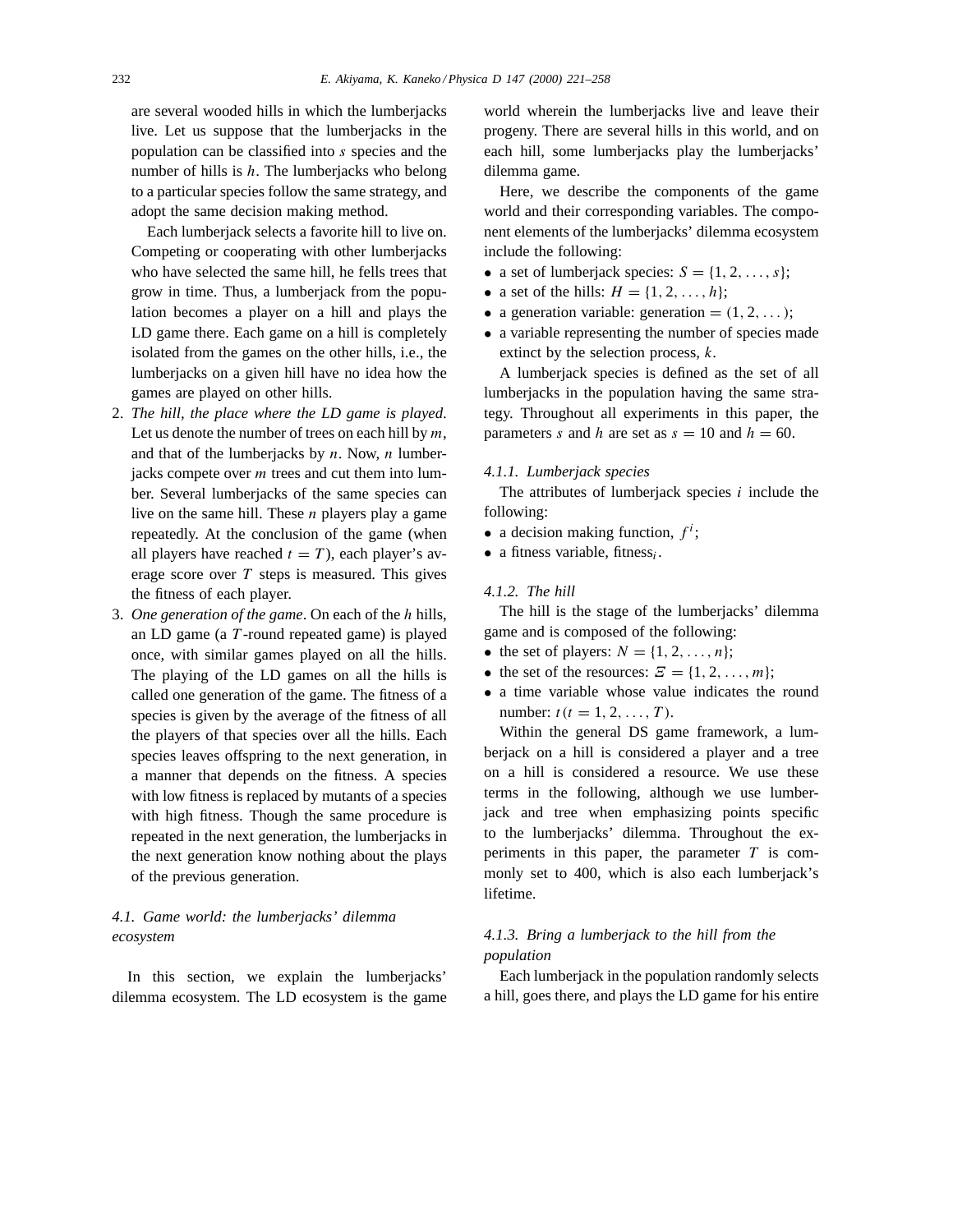are several wooded hills in which the lumberjacks live. Let us suppose that the lumberjacks in the population can be classified into $s$ species and the number of hills is $h$. The lumberjacks who belong to a particular species follow the same strategy, and adopt the same decision making method.

Each lumberjack selects a favorite hill to live on. Competing or cooperating with other lumberjacks who have selected the same hill, he fells trees that grow in time. Thus, a lumberjack from the population becomes a player on a hill and plays the LD game there. Each game on a hill is completely isolated from the games on the other hills, i.e., the lumberjacks on a given hill have no idea how the games are played on other hills.

2. *The hill, the place where the LD game is played*. Let us denote the number of trees on each hill by $m$, and that of the lumberjacks by $n$. Now, $n$ lumberjacks compete over $m$ trees and cut them into lumber. Several lumberjacks of the same species can live on the same hill. These $n$ players play a game repeatedly. At the conclusion of the game (when all players have reached $t = T$), each player's average score over $T$ steps is measured. This gives the fitness of each player.
3. *One generation of the game*. On each of the $h$ hills, an LD game (a $T$-round repeated game) is played once, with similar games played on all the hills. The playing of the LD games on all the hills is called one generation of the game. The fitness of a species is given by the average of the fitness of all the players of that species over all the hills. Each species leaves offspring to the next generation, in a manner that depends on the fitness. A species with low fitness is replaced by mutants of a species with high fitness. Though the same procedure is repeated in the next generation, the lumberjacks in the next generation know nothing about the plays of the previous generation.

### 4.1. Game world: the lumberjacks' dilemma ecosystem

In this section, we explain the lumberjacks' dilemma ecosystem. The LD ecosystem is the game world wherein the lumberjacks live and leave their progeny. There are several hills in this world, and on each hill, some lumberjacks play the lumberjacks' dilemma game.

Here, we describe the components of the game world and their corresponding variables. The component elements of the lumberjacks' dilemma ecosystem include the following:

- a set of lumberjack species: $S = \{1, 2, \ldots, s\}$;
- a set of the hills: $H = \{1, 2, \ldots, h\}$;
- a generation variable: generation $= (1, 2, \ldots)$;
- a variable representing the number of species made extinct by the selection process, $k$.

A lumberjack species is defined as the set of all lumberjacks in the population having the same strategy. Throughout all experiments in this paper, the parameters $s$ and $h$ are set as $s = 10$ and $h = 60$.

#### 4.1.1. Lumberjack species

The attributes of lumberjack species $i$ include the following:

- a decision making function, $f^i$;
- a fitness variable, $\text{fitness}_i$.

#### 4.1.2. The hill

The hill is the stage of the lumberjacks' dilemma game and is composed of the following:

- the set of players: $N = \{1, 2, \ldots, n\}$;
- the set of the resources: $\Xi = \{1, 2, \ldots, m\}$;
- a time variable whose value indicates the round number: $t\,(t = 1, 2, \ldots, T)$.

Within the general DS game framework, a lumberjack on a hill is considered a player and a tree on a hill is considered a resource. We use these terms in the following, although we use lumberjack and tree when emphasizing points specific to the lumberjacks' dilemma. Throughout the experiments in this paper, the parameter $T$ is commonly set to 400, which is also each lumberjack's lifetime.

#### 4.1.3. Bring a lumberjack to the hill from the population

Each lumberjack in the population randomly selects a hill, goes there, and plays the LD game for his entire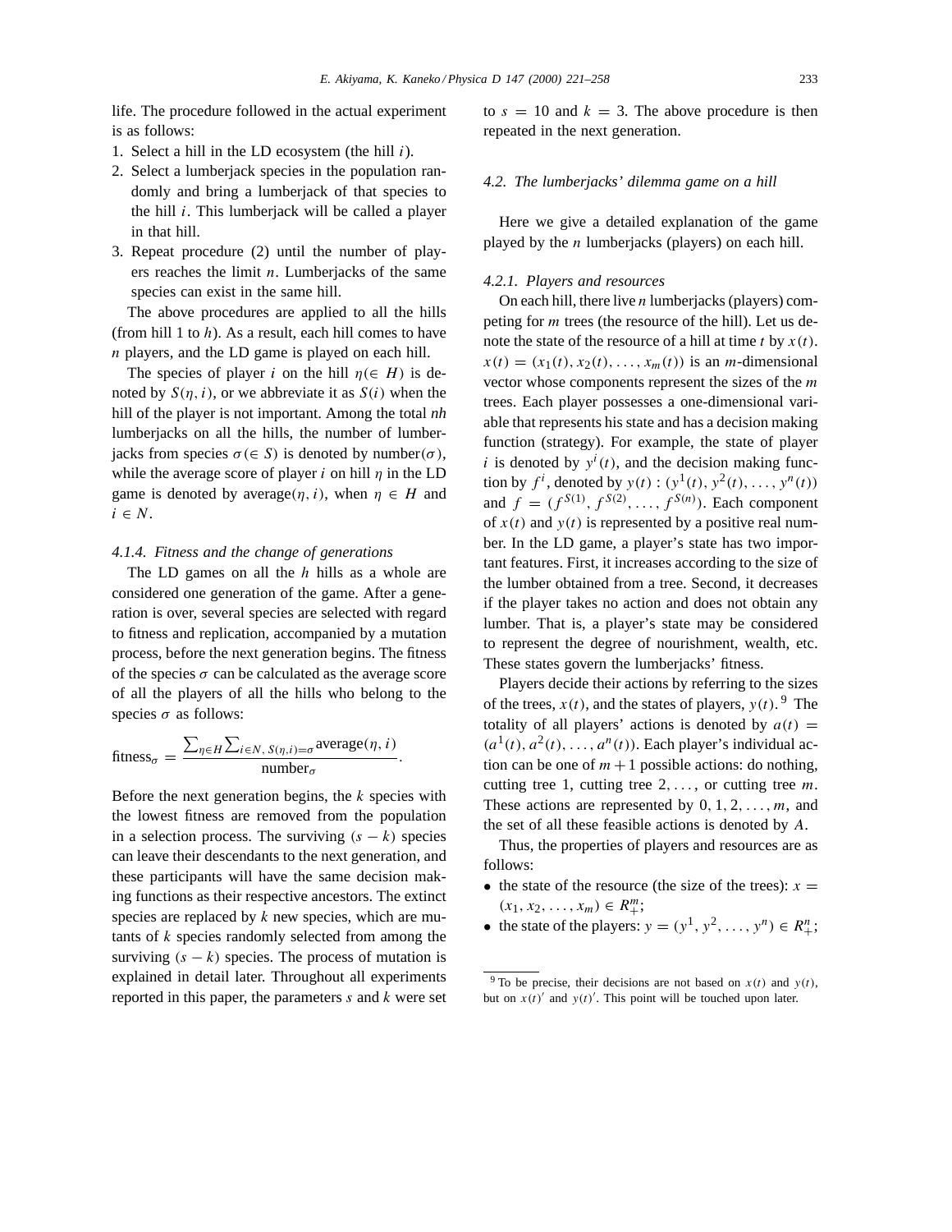life. The procedure followed in the actual experiment is as follows:

1. Select a hill in the LD ecosystem (the hill $i$).
2. Select a lumberjack species in the population randomly and bring a lumberjack of that species to the hill $i$. This lumberjack will be called a player in that hill.
3. Repeat procedure (2) until the number of players reaches the limit $n$. Lumberjacks of the same species can exist in the same hill.

The above procedures are applied to all the hills (from hill 1 to $h$). As a result, each hill comes to have $n$ players, and the LD game is played on each hill.

The species of player $i$ on the hill $\eta (\in H)$ is denoted by $S(\eta, i)$, or we abbreviate it as $S(i)$ when the hill of the player is not important. Among the total $nh$ lumberjacks on all the hills, the number of lumberjacks from species $\sigma (\in S)$ is denoted by number$(\sigma)$, while the average score of player $i$ on hill $\eta$ in the LD game is denoted by average$(\eta, i)$, when $\eta \in H$ and $i \in N$.

#### 4.1.4. Fitness and the change of generations

The LD games on all the $h$ hills as a whole are considered one generation of the game. After a generation is over, several species are selected with regard to fitness and replication, accompanied by a mutation process, before the next generation begins. The fitness of the species $\sigma$ can be calculated as the average score of all the players of all the hills who belong to the species $\sigma$ as follows:

$$\text{fitness}_\sigma = \frac{\sum_{\eta \in H} \sum_{i \in N,\, S(\eta, i) = \sigma} \text{average}(\eta, i)}{\text{number}_\sigma}.$$

Before the next generation begins, the $k$ species with the lowest fitness are removed from the population in a selection process. The surviving $(s - k)$ species can leave their descendants to the next generation, and these participants will have the same decision making functions as their respective ancestors. The extinct species are replaced by $k$ new species, which are mutants of $k$ species randomly selected from among the surviving $(s - k)$ species. The process of mutation is explained in detail later. Throughout all experiments reported in this paper, the parameters $s$ and $k$ were set to $s = 10$ and $k = 3$. The above procedure is then repeated in the next generation.

### 4.2. The lumberjacks' dilemma game on a hill

Here we give a detailed explanation of the game played by the $n$ lumberjacks (players) on each hill.

#### 4.2.1. Players and resources

On each hill, there live $n$ lumberjacks (players) competing for $m$ trees (the resource of the hill). Let us denote the state of the resource of a hill at time $t$ by $x(t)$. $x(t) = (x_1(t), x_2(t), \ldots, x_m(t))$ is an $m$-dimensional vector whose components represent the sizes of the $m$ trees. Each player possesses a one-dimensional variable that represents his state and has a decision making function (strategy). For example, the state of player $i$ is denoted by $y^i(t)$, and the decision making function by $f^i$, denoted by $y(t) : (y^1(t), y^2(t), \ldots, y^n(t))$ and $f = (f^{S(1)}, f^{S(2)}, \ldots, f^{S(n)})$. Each component of $x(t)$ and $y(t)$ is represented by a positive real number. In the LD game, a player's state has two important features. First, it increases according to the size of the lumber obtained from a tree. Second, it decreases if the player takes no action and does not obtain any lumber. That is, a player's state may be considered to represent the degree of nourishment, wealth, etc. These states govern the lumberjacks' fitness.

Players decide their actions by referring to the sizes of the trees, $x(t)$, and the states of players, $y(t)$.[9] The totality of all players' actions is denoted by $a(t) = (a^1(t), a^2(t), \ldots, a^n(t))$. Each player's individual action can be one of $m + 1$ possible actions: do nothing, cutting tree 1, cutting tree $2, \ldots,$ or cutting tree $m$. These actions are represented by $0, 1, 2, \ldots, m$, and the set of all these feasible actions is denoted by $A$.

Thus, the properties of players and resources are as follows:

- the state of the resource (the size of the trees): $x = (x_1, x_2, \ldots, x_m) \in R_+^m$;
- the state of the players: $y = (y^1, y^2, \ldots, y^n) \in R_+^n$;

[9] To be precise, their decisions are not based on $x(t)$ and $y(t)$, but on $x(t)'$ and $y(t)'$. This point will be touched upon later.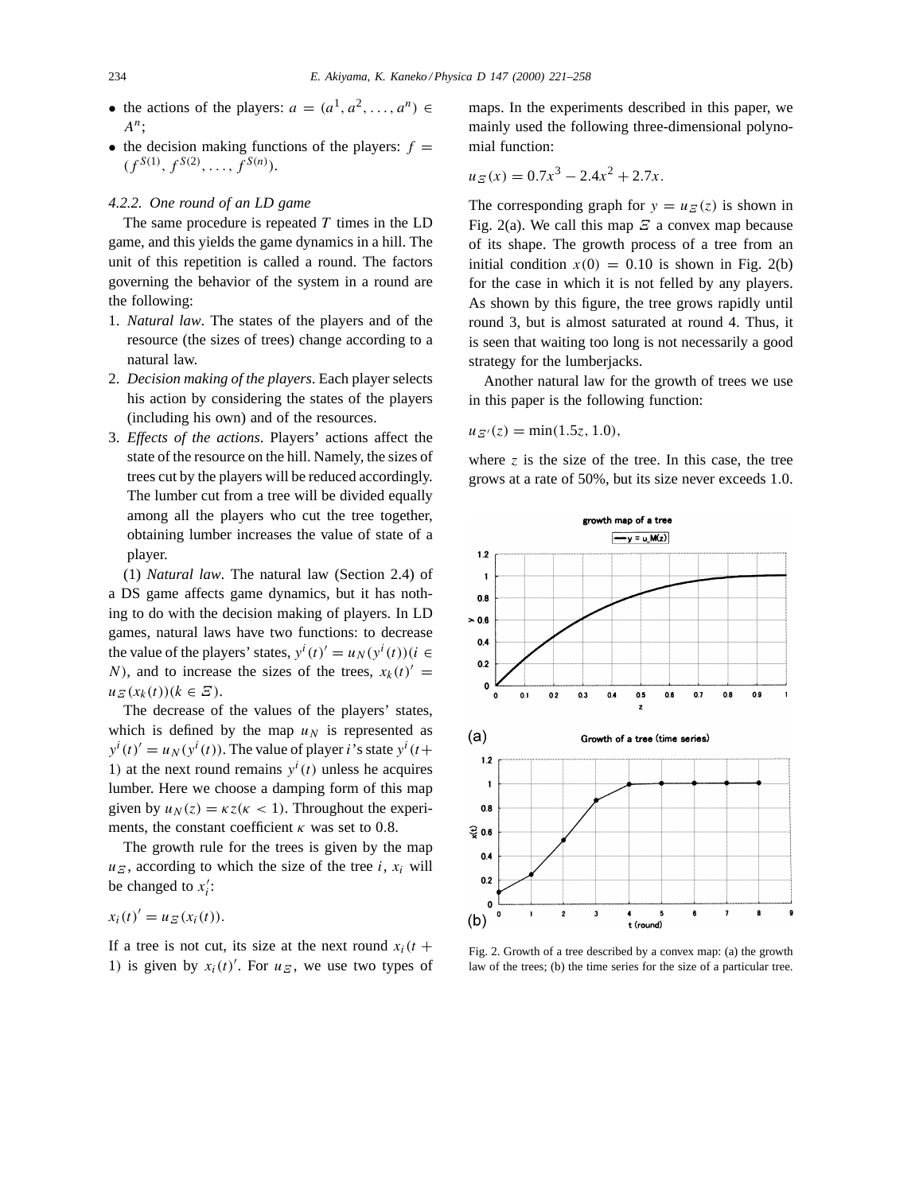- the actions of the players: $a = (a^1, a^2, \ldots, a^n) \in A^n$;
- the decision making functions of the players: $f = (f^{S(1)}, f^{S(2)}, \ldots, f^{S(n)})$.

#### 4.2.2. One round of an LD game

The same procedure is repeated $T$ times in the LD game, and this yields the game dynamics in a hill. The unit of this repetition is called a round. The factors governing the behavior of the system in a round are the following:

1. *Natural law*. The states of the players and of the resource (the sizes of trees) change according to a natural law.
2. *Decision making of the players*. Each player selects his action by considering the states of the players (including his own) and of the resources.
3. *Effects of the actions*. Players' actions affect the state of the resource on the hill. Namely, the sizes of trees cut by the players will be reduced accordingly. The lumber cut from a tree will be divided equally among all the players who cut the tree together, obtaining lumber increases the value of state of a player.

(1) *Natural law*. The natural law (Section 2.4) of a DS game affects game dynamics, but it has nothing to do with the decision making of players. In LD games, natural laws have two functions: to decrease the value of the players' states, $y^i(t)' = u_N(y^i(t))(i \in N)$, and to increase the sizes of the trees, $x_k(t)' = u_\Xi(x_k(t))(k \in \Xi)$.

The decrease of the values of the players' states, which is defined by the map $u_N$ is represented as $y^i(t)' = u_N(y^i(t))$. The value of player $i$'s state $y^i(t+1)$ at the next round remains $y^i(t)$ unless he acquires lumber. Here we choose a damping form of this map given by $u_N(z) = \kappa z (\kappa < 1)$. Throughout the experiments, the constant coefficient $\kappa$ was set to 0.8.

The growth rule for the trees is given by the map $u_\Xi$, according to which the size of the tree $i$, $x_i$ will be changed to $x_i'$:

$$x_i(t)' = u_\Xi(x_i(t)).$$

If a tree is not cut, its size at the next round $x_i(t+1)$ is given by $x_i(t)'$. For $u_\Xi$, we use two types of maps. In the experiments described in this paper, we mainly used the following three-dimensional polynomial function:

$$u_\Xi(x) = 0.7x^3 - 2.4x^2 + 2.7x.$$

The corresponding graph for $y = u_\Xi(z)$ is shown in Fig. 2(a). We call this map $\Xi$ a convex map because of its shape. The growth process of a tree from an initial condition $x(0) = 0.10$ is shown in Fig. 2(b) for the case in which it is not felled by any players. As shown by this figure, the tree grows rapidly until round 3, but is almost saturated at round 4. Thus, it is seen that waiting too long is not necessarily a good strategy for the lumberjacks.

Another natural law for the growth of trees we use in this paper is the following function:

$$u_{\Xi'}(z) = \min(1.5z, 1.0),$$

where $z$ is the size of the tree. In this case, the tree grows at a rate of 50%, but its size never exceeds 1.0.

Fig. 2. Growth of a tree described by a convex map: (a) the growth law of the trees; (b) the time series for the size of a particular tree.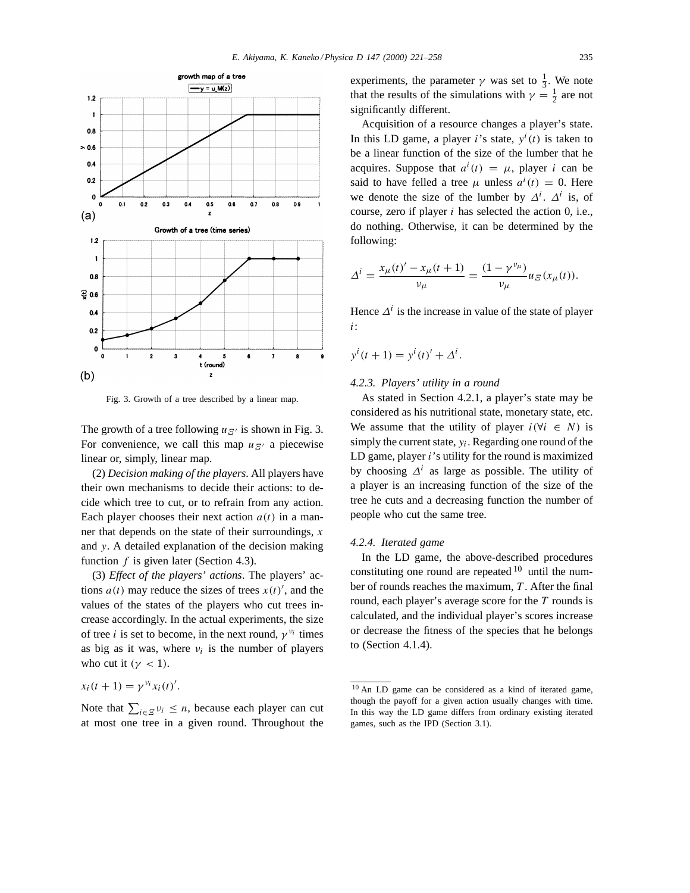Fig. 3. Growth of a tree described by a linear map.

The growth of a tree following $u_{\Xi'}$ is shown in Fig. 3. For convenience, we call this map $u_{\Xi'}$ a piecewise linear or, simply, linear map.

(2) *Decision making of the players*. All players have their own mechanisms to decide their actions: to decide which tree to cut, or to refrain from any action. Each player chooses their next action $a(t)$ in a manner that depends on the state of their surroundings, $x$ and $y$. A detailed explanation of the decision making function $f$ is given later (Section 4.3).

(3) *Effect of the players' actions*. The players' actions $a(t)$ may reduce the sizes of trees $x(t)'$, and the values of the states of the players who cut trees increase accordingly. In the actual experiments, the size of tree $i$ is set to become, in the next round, $\gamma^{\nu_i}$ times as big as it was, where $\nu_i$ is the number of players who cut it ($\gamma < 1$).

$$x_i(t+1) = \gamma^{\nu_i} x_i(t)'.$$

Note that $\sum_{i \in \Xi} \nu_i \leq n$, because each player can cut at most one tree in a given round. Throughout the experiments, the parameter $\gamma$ was set to $\frac{1}{3}$. We note that the results of the simulations with $\gamma = \frac{1}{2}$ are not significantly different.

Acquisition of a resource changes a player's state. In this LD game, a player $i$'s state, $y^i(t)$ is taken to be a linear function of the size of the lumber that he acquires. Suppose that $a^i(t) = \mu$, player $i$ can be said to have felled a tree $\mu$ unless $a^i(t) = 0$. Here we denote the size of the lumber by $\Delta^i$. $\Delta^i$ is, of course, zero if player $i$ has selected the action 0, i.e., do nothing. Otherwise, it can be determined by the following:

$$\Delta^i = \frac{x_\mu(t)' - x_\mu(t+1)}{\nu_\mu} = \frac{(1-\gamma^{\nu_\mu})}{\nu_\mu} u_{\Xi}(x_\mu(t)).$$

Hence $\Delta^i$ is the increase in value of the state of player $i$:

$$y^i(t+1) = y^i(t)' + \Delta^i.$$

### 4.2.3. Players' utility in a round

As stated in Section 4.2.1, a player's state may be considered as his nutritional state, monetary state, etc. We assume that the utility of player $i (\forall i \in N)$ is simply the current state, $y_i$. Regarding one round of the LD game, player $i$'s utility for the round is maximized by choosing $\Delta^i$ as large as possible. The utility of a player is an increasing function of the size of the tree he cuts and a decreasing function the number of people who cut the same tree.

### 4.2.4. Iterated game

In the LD game, the above-described procedures constituting one round are repeated [10] until the number of rounds reaches the maximum, $T$. After the final round, each player's average score for the $T$ rounds is calculated, and the individual player's scores increase or decrease the fitness of the species that he belongs to (Section 4.1.4).

[10] An LD game can be considered as a kind of iterated game, though the payoff for a given action usually changes with time. In this way the LD game differs from ordinary existing iterated games, such as the IPD (Section 3.1).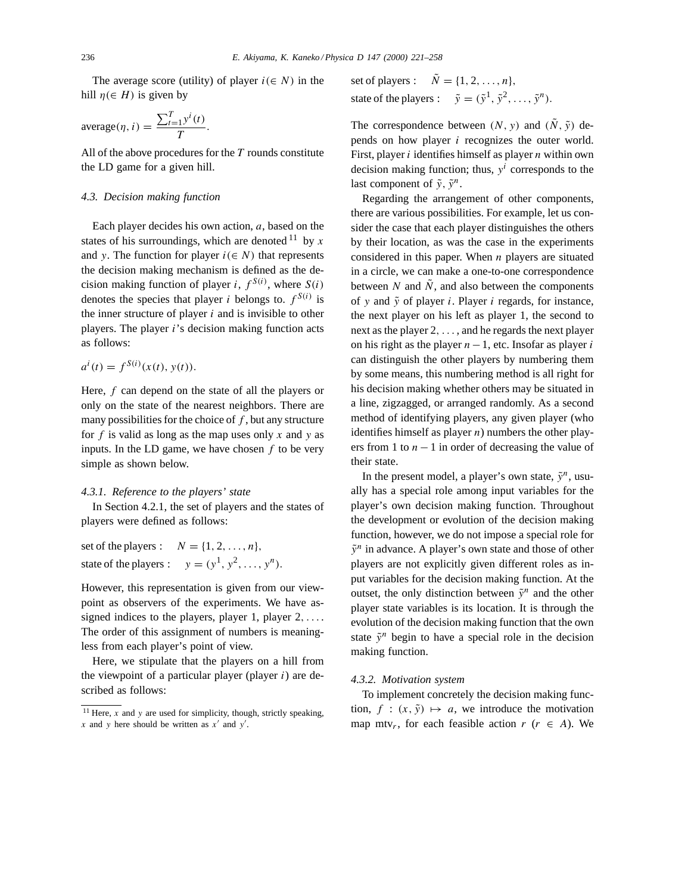The average score (utility) of player $i (\in N)$ in the hill $\eta (\in H)$ is given by

$$\text{average}(\eta, i) = \frac{\sum_{t=1}^{T} y^i(t)}{T}.$$

All of the above procedures for the $T$ rounds constitute the LD game for a given hill.

### 4.3. Decision making function

Each player decides his own action, $a$, based on the states of his surroundings, which are denoted [11] by $x$ and $y$. The function for player $i (\in N)$ that represents the decision making mechanism is defined as the decision making function of player $i$, $f^{S(i)}$, where $S(i)$ denotes the species that player $i$ belongs to. $f^{S(i)}$ is the inner structure of player $i$ and is invisible to other players. The player $i$'s decision making function acts as follows:

$$a^i(t) = f^{S(i)}(x(t), y(t)).$$

Here, $f$ can depend on the state of all the players or only on the state of the nearest neighbors. There are many possibilities for the choice of $f$, but any structure for $f$ is valid as long as the map uses only $x$ and $y$ as inputs. In the LD game, we have chosen $f$ to be very simple as shown below.

#### 4.3.1. Reference to the players' state

In Section 4.2.1, the set of players and the states of players were defined as follows:

$$\text{set of the players}: \quad N = \{1, 2, \ldots, n\},$$
$$\text{state of the players}: \quad y = (y^1, y^2, \ldots, y^n).$$

However, this representation is given from our viewpoint as observers of the experiments. We have assigned indices to the players, player 1, player 2, .... The order of this assignment of numbers is meaningless from each player's point of view.

Here, we stipulate that the players on a hill from the viewpoint of a particular player (player $i$) are described as follows:

$$\text{set of players}: \quad \tilde{N} = \{1, 2, \ldots, n\},$$
$$\text{state of the players}: \quad \tilde{y} = (\tilde{y}^1, \tilde{y}^2, \ldots, \tilde{y}^n).$$

The correspondence between $(N, y)$ and $(\tilde{N}, \tilde{y})$ depends on how player $i$ recognizes the outer world. First, player $i$ identifies himself as player $n$ within own decision making function; thus, $y^i$ corresponds to the last component of $\tilde{y}$, $\tilde{y}^n$.

Regarding the arrangement of other components, there are various possibilities. For example, let us consider the case that each player distinguishes the others by their location, as was the case in the experiments considered in this paper. When $n$ players are situated in a circle, we can make a one-to-one correspondence between $N$ and $\tilde{N}$, and also between the components of $y$ and $\tilde{y}$ of player $i$. Player $i$ regards, for instance, the next player on his left as player 1, the second to next as the player 2, ..., and he regards the next player on his right as the player $n-1$, etc. Insofar as player $i$ can distinguish the other players by numbering them by some means, this numbering method is all right for his decision making whether others may be situated in a line, zigzagged, or arranged randomly. As a second method of identifying players, any given player (who identifies himself as player $n$) numbers the other players from 1 to $n-1$ in order of decreasing the value of their state.

In the present model, a player's own state, $\tilde{y}^n$, usually has a special role among input variables for the player's own decision making function. Throughout the development or evolution of the decision making function, however, we do not impose a special role for $\tilde{y}^n$ in advance. A player's own state and those of other players are not explicitly given different roles as input variables for the decision making function. At the outset, the only distinction between $\tilde{y}^n$ and the other player state variables is its location. It is through the evolution of the decision making function that the own state $\tilde{y}^n$ begin to have a special role in the decision making function.

#### 4.3.2. Motivation system

To implement concretely the decision making function, $f : (x, \tilde{y}) \mapsto a$, we introduce the motivation map $\text{mtv}_r$, for each feasible action $r$ ($r \in A$). We

[11] Here, $x$ and $y$ are used for simplicity, though, strictly speaking, $x$ and $y$ here should be written as $x'$ and $y'$.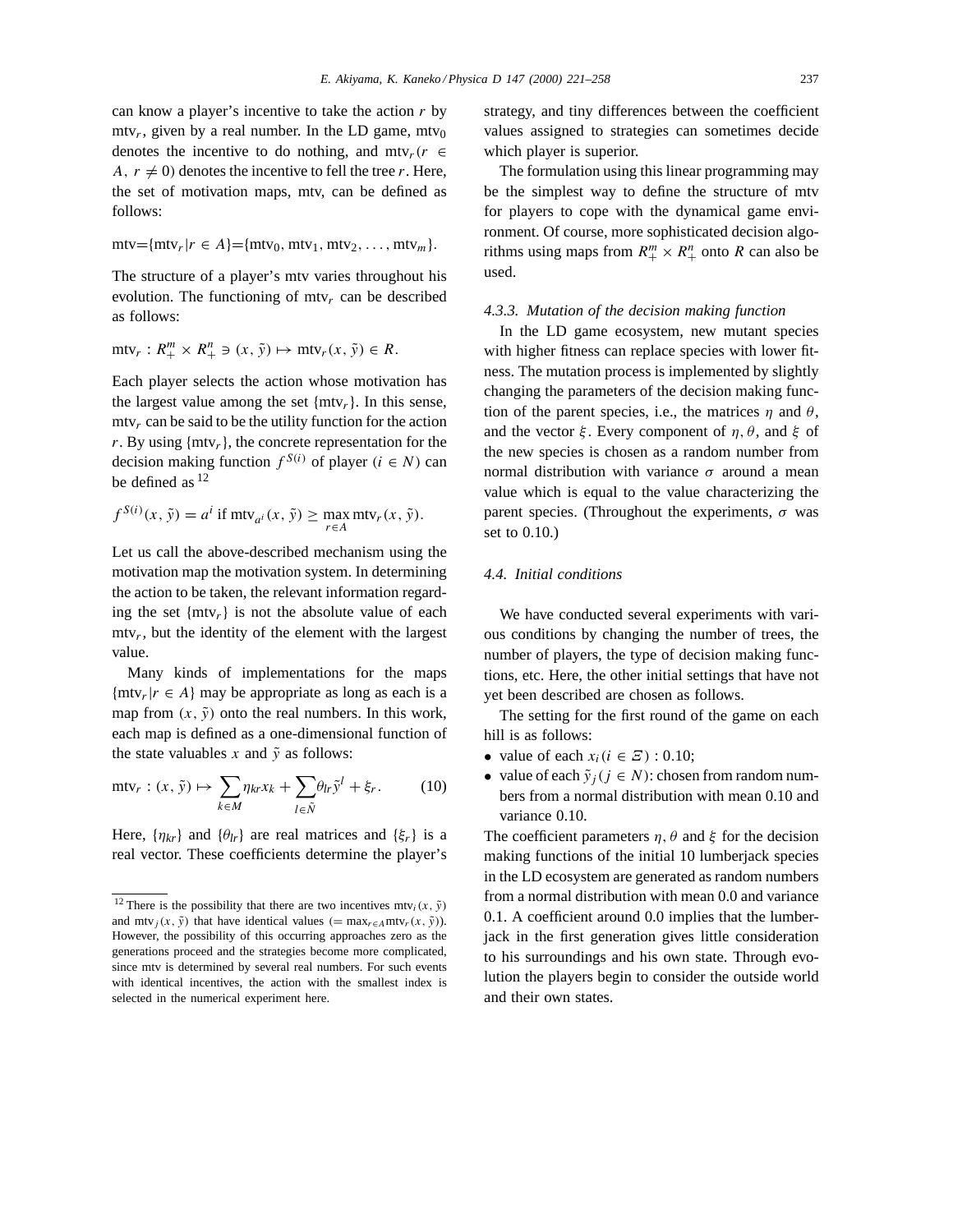can know a player's incentive to take the action $r$ by $\text{mtv}_r$, given by a real number. In the LD game, $\text{mtv}_0$ denotes the incentive to do nothing, and $\text{mtv}_r (r \in A,\ r \neq 0)$ denotes the incentive to fell the tree $r$. Here, the set of motivation maps, mtv, can be defined as follows:

$$\text{mtv}=\{\text{mtv}_r | r \in A\}=\{\text{mtv}_0, \text{mtv}_1, \text{mtv}_2, \ldots, \text{mtv}_m\}.$$

The structure of a player's mtv varies throughout his evolution. The functioning of $\text{mtv}_r$ can be described as follows:

$$\text{mtv}_r : R_+^m \times R_+^n \ni (x, \tilde{y}) \mapsto \text{mtv}_r(x, \tilde{y}) \in R.$$

Each player selects the action whose motivation has the largest value among the set $\{\text{mtv}_r\}$. In this sense, $\text{mtv}_r$ can be said to be the utility function for the action $r$. By using $\{\text{mtv}_r\}$, the concrete representation for the decision making function $f^{S(i)}$ of player $(i \in N)$ can be defined as [12]

$$f^{S(i)}(x, \tilde{y}) = a^i \text{ if } \text{mtv}_{a^i}(x, \tilde{y}) \geq \max_{r \in A} \text{mtv}_r(x, \tilde{y}).$$

Let us call the above-described mechanism using the motivation map the motivation system. In determining the action to be taken, the relevant information regarding the set $\{\text{mtv}_r\}$ is not the absolute value of each $\text{mtv}_r$, but the identity of the element with the largest value.

Many kinds of implementations for the maps $\{\text{mtv}_r | r \in A\}$ may be appropriate as long as each is a map from $(x, \tilde{y})$ onto the real numbers. In this work, each map is defined as a one-dimensional function of the state valuables $x$ and $\tilde{y}$ as follows:

$$\text{mtv}_r : (x, \tilde{y}) \mapsto \sum_{k \in M} \eta_{kr} x_k + \sum_{l \in \tilde{N}} \theta_{lr} \tilde{y}^l + \xi_r. \tag{10}$$

Here, $\{\eta_{kr}\}$ and $\{\theta_{lr}\}$ are real matrices and $\{\xi_r\}$ is a real vector. These coefficients determine the player's strategy, and tiny differences between the coefficient values assigned to strategies can sometimes decide which player is superior.

The formulation using this linear programming may be the simplest way to define the structure of mtv for players to cope with the dynamical game environment. Of course, more sophisticated decision algorithms using maps from $R_+^m \times R_+^n$ onto $R$ can also be used.

#### *4.3.3. Mutation of the decision making function*

In the LD game ecosystem, new mutant species with higher fitness can replace species with lower fitness. The mutation process is implemented by slightly changing the parameters of the decision making function of the parent species, i.e., the matrices $\eta$ and $\theta$, and the vector $\xi$. Every component of $\eta, \theta$, and $\xi$ of the new species is chosen as a random number from normal distribution with variance $\sigma$ around a mean value which is equal to the value characterizing the parent species. (Throughout the experiments, $\sigma$ was set to 0.10.)

### *4.4. Initial conditions*

We have conducted several experiments with various conditions by changing the number of trees, the number of players, the type of decision making functions, etc. Here, the other initial settings that have not yet been described are chosen as follows.

The setting for the first round of the game on each hill is as follows:

- value of each $x_i (i \in \Xi)$ : 0.10;
- value of each $\tilde{y}_j (j \in N)$: chosen from random numbers from a normal distribution with mean 0.10 and variance 0.10.

The coefficient parameters $\eta, \theta$ and $\xi$ for the decision making functions of the initial 10 lumberjack species in the LD ecosystem are generated as random numbers from a normal distribution with mean 0.0 and variance 0.1. A coefficient around 0.0 implies that the lumberjack in the first generation gives little consideration to his surroundings and his own state. Through evolution the players begin to consider the outside world and their own states.

---

[12] There is the possibility that there are two incentives $\text{mtv}_i(x, \tilde{y})$ and $\text{mtv}_j(x, \tilde{y})$ that have identical values $(= \max_{r \in A} \text{mtv}_r(x, \tilde{y}))$. However, the possibility of this occurring approaches zero as the generations proceed and the strategies become more complicated, since mtv is determined by several real numbers. For such events with identical incentives, the action with the smallest index is selected in the numerical experiment here.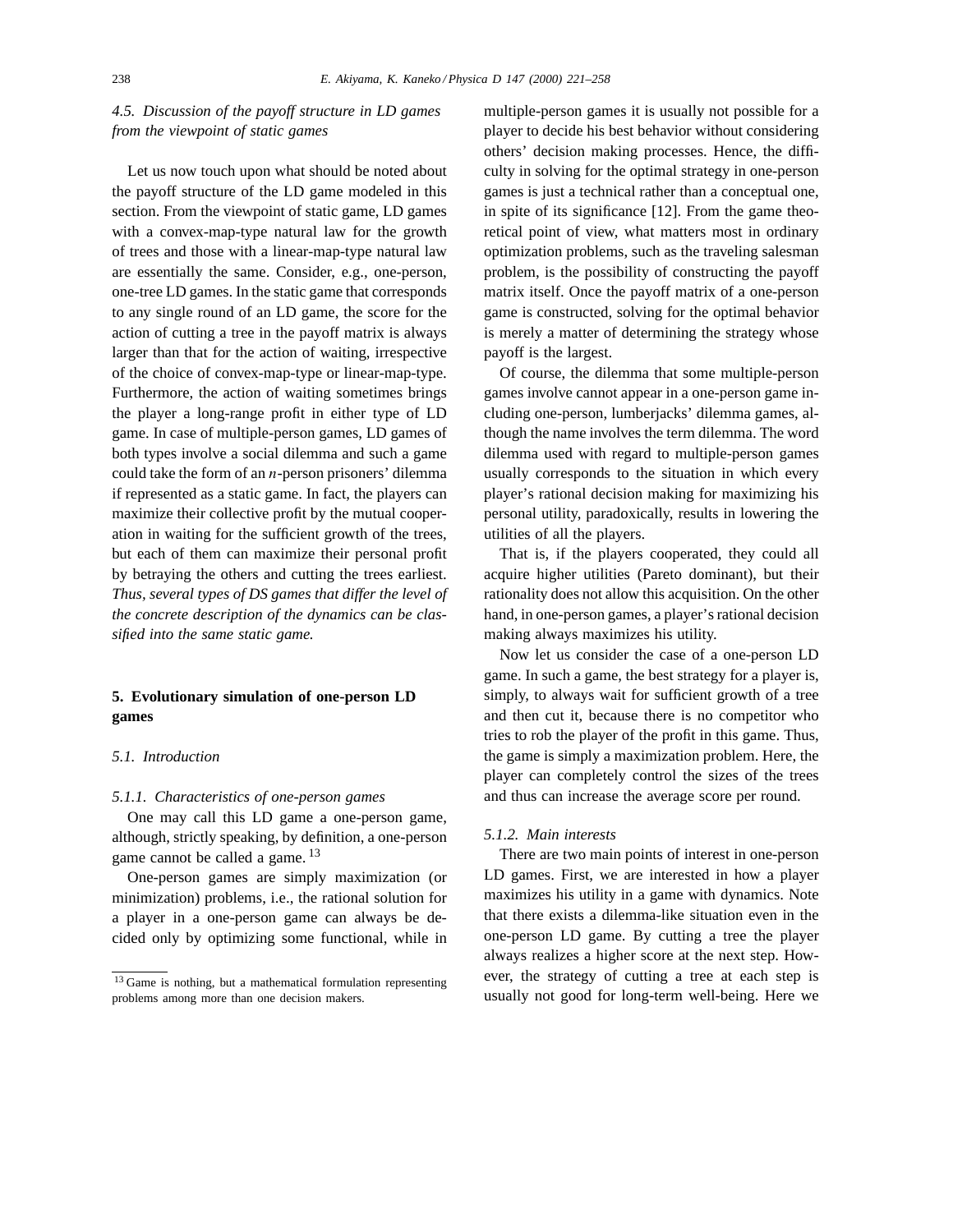### 4.5. Discussion of the payoff structure in LD games from the viewpoint of static games

Let us now touch upon what should be noted about the payoff structure of the LD game modeled in this section. From the viewpoint of static game, LD games with a convex-map-type natural law for the growth of trees and those with a linear-map-type natural law are essentially the same. Consider, e.g., one-person, one-tree LD games. In the static game that corresponds to any single round of an LD game, the score for the action of cutting a tree in the payoff matrix is always larger than that for the action of waiting, irrespective of the choice of convex-map-type or linear-map-type. Furthermore, the action of waiting sometimes brings the player a long-range profit in either type of LD game. In case of multiple-person games, LD games of both types involve a social dilemma and such a game could take the form of an $n$-person prisoners' dilemma if represented as a static game. In fact, the players can maximize their collective profit by the mutual cooperation in waiting for the sufficient growth of the trees, but each of them can maximize their personal profit by betraying the others and cutting the trees earliest. *Thus, several types of DS games that differ the level of the concrete description of the dynamics can be classified into the same static game.*

## 5. Evolutionary simulation of one-person LD games

### 5.1. Introduction

#### 5.1.1. Characteristics of one-person games

One may call this LD game a one-person game, although, strictly speaking, by definition, a one-person game cannot be called a game. [13]

One-person games are simply maximization (or minimization) problems, i.e., the rational solution for a player in a one-person game can always be decided only by optimizing some functional, while in multiple-person games it is usually not possible for a player to decide his best behavior without considering others' decision making processes. Hence, the difficulty in solving for the optimal strategy in one-person games is just a technical rather than a conceptual one, in spite of its significance [12]. From the game theoretical point of view, what matters most in ordinary optimization problems, such as the traveling salesman problem, is the possibility of constructing the payoff matrix itself. Once the payoff matrix of a one-person game is constructed, solving for the optimal behavior is merely a matter of determining the strategy whose payoff is the largest.

Of course, the dilemma that some multiple-person games involve cannot appear in a one-person game including one-person, lumberjacks' dilemma games, although the name involves the term dilemma. The word dilemma used with regard to multiple-person games usually corresponds to the situation in which every player's rational decision making for maximizing his personal utility, paradoxically, results in lowering the utilities of all the players.

That is, if the players cooperated, they could all acquire higher utilities (Pareto dominant), but their rationality does not allow this acquisition. On the other hand, in one-person games, a player's rational decision making always maximizes his utility.

Now let us consider the case of a one-person LD game. In such a game, the best strategy for a player is, simply, to always wait for sufficient growth of a tree and then cut it, because there is no competitor who tries to rob the player of the profit in this game. Thus, the game is simply a maximization problem. Here, the player can completely control the sizes of the trees and thus can increase the average score per round.

#### 5.1.2. Main interests

There are two main points of interest in one-person LD games. First, we are interested in how a player maximizes his utility in a game with dynamics. Note that there exists a dilemma-like situation even in the one-person LD game. By cutting a tree the player always realizes a higher score at the next step. However, the strategy of cutting a tree at each step is usually not good for long-term well-being. Here we

[13] Game is nothing, but a mathematical formulation representing problems among more than one decision makers.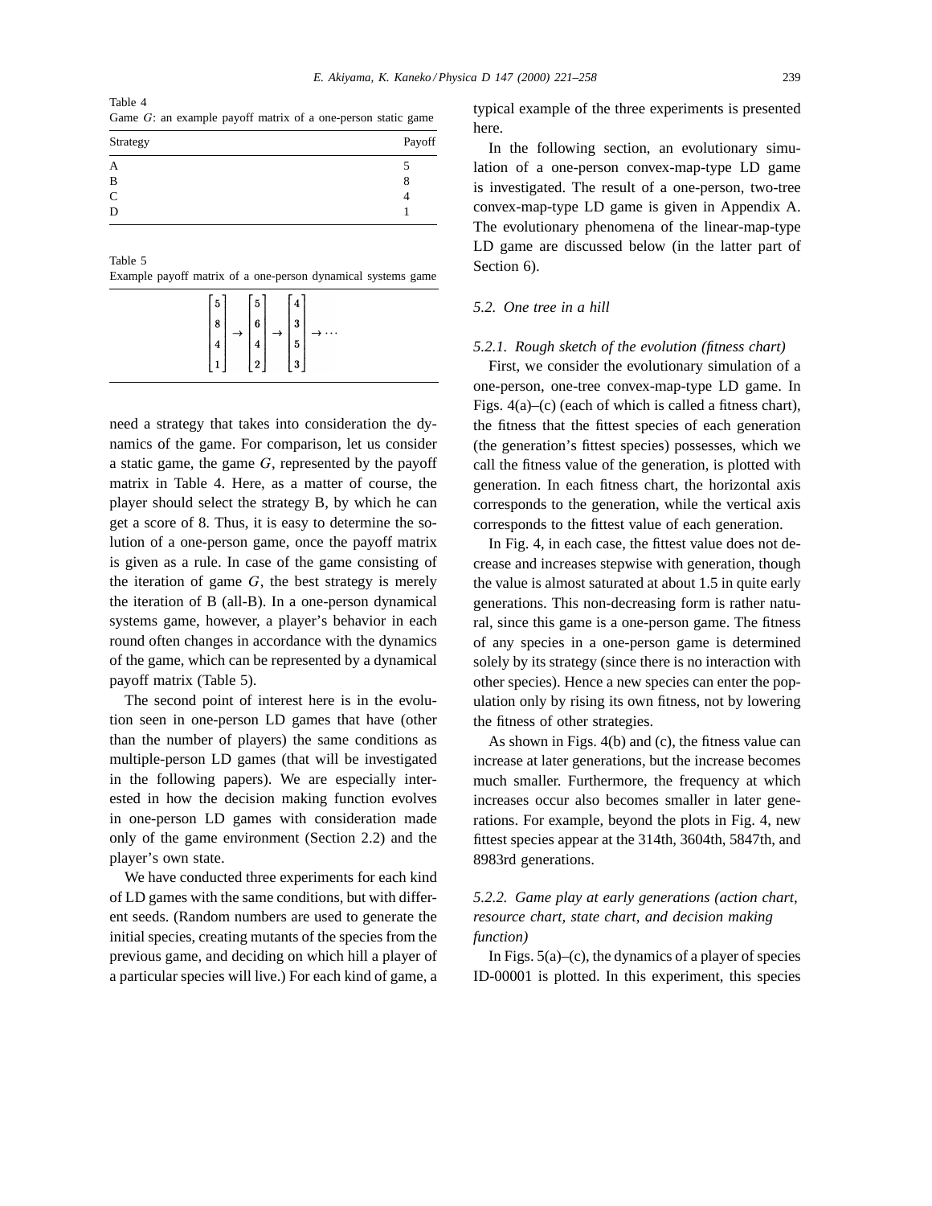Table 4
Game $G$: an example payoff matrix of a one-person static game

| Strategy | Payoff |
|---|---|
| A | 5 |
| B | 8 |
| C | 4 |
| D | 1 |

Table 5
Example payoff matrix of a one-person dynamical systems game

$$\begin{bmatrix} 5 \\ 8 \\ 4 \\ 1 \end{bmatrix} \rightarrow \begin{bmatrix} 5 \\ 6 \\ 4 \\ 2 \end{bmatrix} \rightarrow \begin{bmatrix} 4 \\ 3 \\ 5 \\ 3 \end{bmatrix} \rightarrow \cdots$$

need a strategy that takes into consideration the dynamics of the game. For comparison, let us consider a static game, the game $G$, represented by the payoff matrix in Table 4. Here, as a matter of course, the player should select the strategy B, by which he can get a score of 8. Thus, it is easy to determine the solution of a one-person game, once the payoff matrix is given as a rule. In case of the game consisting of the iteration of game $G$, the best strategy is merely the iteration of B (all-B). In a one-person dynamical systems game, however, a player's behavior in each round often changes in accordance with the dynamics of the game, which can be represented by a dynamical payoff matrix (Table 5).

The second point of interest here is in the evolution seen in one-person LD games that have (other than the number of players) the same conditions as multiple-person LD games (that will be investigated in the following papers). We are especially interested in how the decision making function evolves in one-person LD games with consideration made only of the game environment (Section 2.2) and the player's own state.

We have conducted three experiments for each kind of LD games with the same conditions, but with different seeds. (Random numbers are used to generate the initial species, creating mutants of the species from the previous game, and deciding on which hill a player of a particular species will live.) For each kind of game, a typical example of the three experiments is presented here.

In the following section, an evolutionary simulation of a one-person convex-map-type LD game is investigated. The result of a one-person, two-tree convex-map-type LD game is given in Appendix A. The evolutionary phenomena of the linear-map-type LD game are discussed below (in the latter part of Section 6).

### *5.2. One tree in a hill*

#### *5.2.1. Rough sketch of the evolution (fitness chart)*

First, we consider the evolutionary simulation of a one-person, one-tree convex-map-type LD game. In Figs. 4(a)–(c) (each of which is called a fitness chart), the fitness that the fittest species of each generation (the generation's fittest species) possesses, which we call the fitness value of the generation, is plotted with generation. In each fitness chart, the horizontal axis corresponds to the generation, while the vertical axis corresponds to the fittest value of each generation.

In Fig. 4, in each case, the fittest value does not decrease and increases stepwise with generation, though the value is almost saturated at about 1.5 in quite early generations. This non-decreasing form is rather natural, since this game is a one-person game. The fitness of any species in a one-person game is determined solely by its strategy (since there is no interaction with other species). Hence a new species can enter the population only by rising its own fitness, not by lowering the fitness of other strategies.

As shown in Figs. 4(b) and (c), the fitness value can increase at later generations, but the increase becomes much smaller. Furthermore, the frequency at which increases occur also becomes smaller in later generations. For example, beyond the plots in Fig. 4, new fittest species appear at the 314th, 3604th, 5847th, and 8983rd generations.

#### *5.2.2. Game play at early generations (action chart, resource chart, state chart, and decision making function)*

In Figs. 5(a)–(c), the dynamics of a player of species ID-00001 is plotted. In this experiment, this species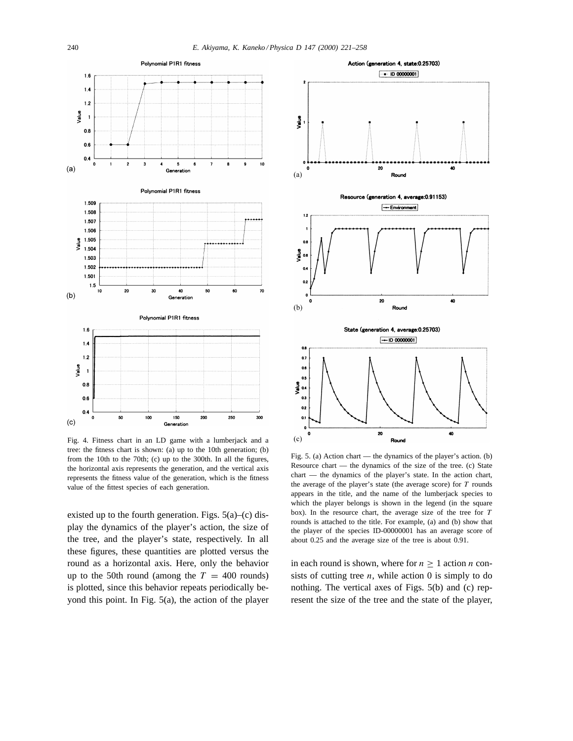Fig. 4. Fitness chart in an LD game with a lumberjack and a tree: the fitness chart is shown: (a) up to the 10th generation; (b) from the 10th to the 70th; (c) up to the 300th. In all the figures, the horizontal axis represents the generation, and the vertical axis represents the fitness value of the generation, which is the fitness value of the fittest species of each generation.

Fig. 5. (a) Action chart — the dynamics of the player's action. (b) Resource chart — the dynamics of the size of the tree. (c) State chart — the dynamics of the player's state. In the action chart, the average of the player's state (the average score) for $T$ rounds appears in the title, and the name of the lumberjack species to which the player belongs is shown in the legend (in the square box). In the resource chart, the average size of the tree for $T$ rounds is attached to the title. For example, (a) and (b) show that the player of the species ID-00000001 has an average score of about 0.25 and the average size of the tree is about 0.91.

existed up to the fourth generation. Figs. 5(a)–(c) display the dynamics of the player's action, the size of the tree, and the player's state, respectively. In all these figures, these quantities are plotted versus the round as a horizontal axis. Here, only the behavior up to the 50th round (among the $T = 400$ rounds) is plotted, since this behavior repeats periodically beyond this point. In Fig. 5(a), the action of the player in each round is shown, where for $n \geq 1$ action $n$ consists of cutting tree $n$, while action 0 is simply to do nothing. The vertical axes of Figs. 5(b) and (c) represent the size of the tree and the state of the player,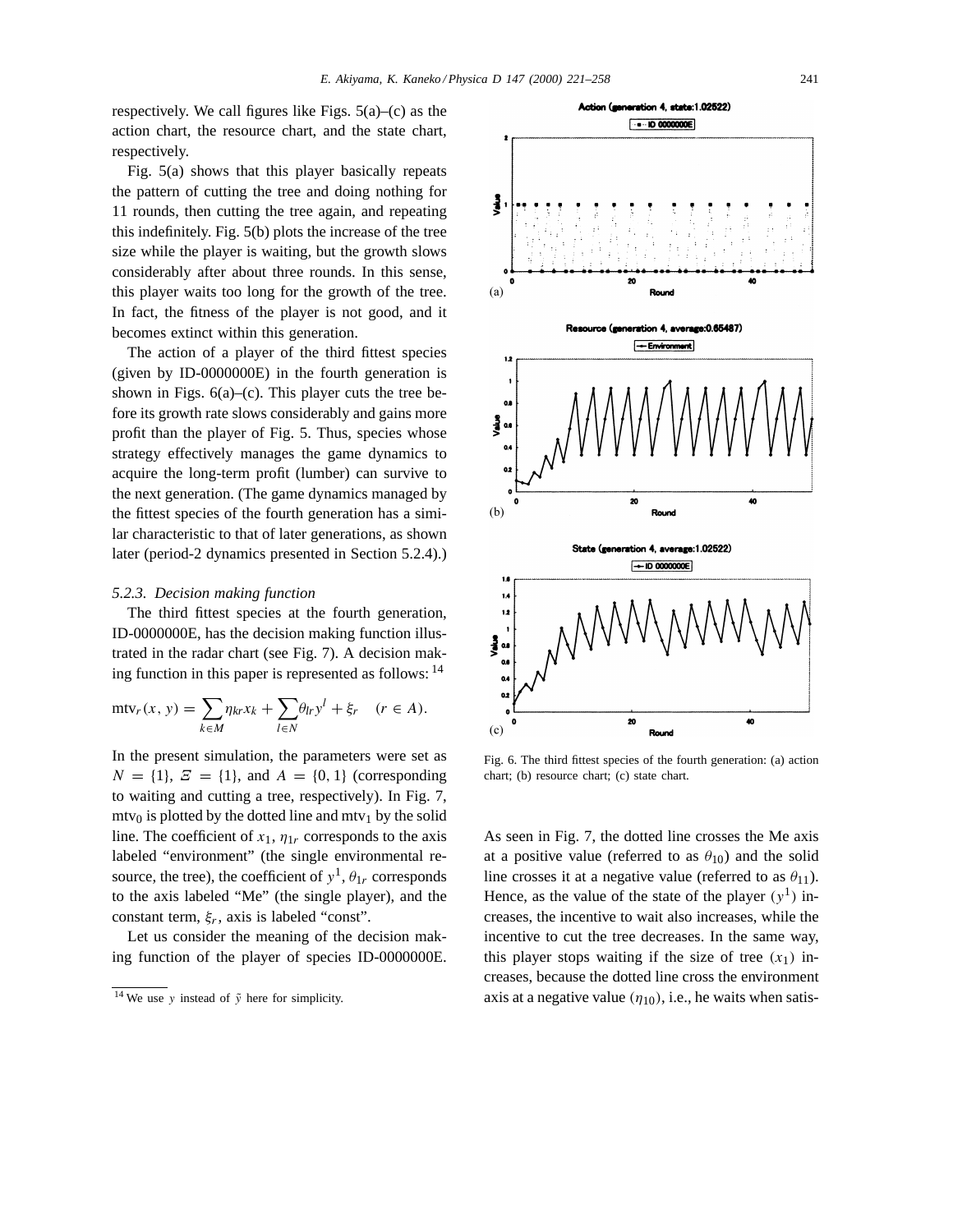respectively. We call figures like Figs. 5(a)–(c) as the action chart, the resource chart, and the state chart, respectively.

Fig. 5(a) shows that this player basically repeats the pattern of cutting the tree and doing nothing for 11 rounds, then cutting the tree again, and repeating this indefinitely. Fig. 5(b) plots the increase of the tree size while the player is waiting, but the growth slows considerably after about three rounds. In this sense, this player waits too long for the growth of the tree. In fact, the fitness of the player is not good, and it becomes extinct within this generation.

The action of a player of the third fittest species (given by ID-0000000E) in the fourth generation is shown in Figs. 6(a)–(c). This player cuts the tree before its growth rate slows considerably and gains more profit than the player of Fig. 5. Thus, species whose strategy effectively manages the game dynamics to acquire the long-term profit (lumber) can survive to the next generation. (The game dynamics managed by the fittest species of the fourth generation has a similar characteristic to that of later generations, as shown later (period-2 dynamics presented in Section 5.2.4).)

### 5.2.3. Decision making function

The third fittest species at the fourth generation, ID-0000000E, has the decision making function illustrated in the radar chart (see Fig. 7). A decision making function in this paper is represented as follows: [14]

$$\mathrm{mtv}_r(x, y) = \sum_{k \in M} \eta_{kr} x_k + \sum_{l \in N} \theta_{lr} y^l + \xi_r \quad (r \in A).$$

In the present simulation, the parameters were set as $N = \{1\}$, $\Xi = \{1\}$, and $A = \{0, 1\}$ (corresponding to waiting and cutting a tree, respectively). In Fig. 7, $\mathrm{mtv}_0$ is plotted by the dotted line and $\mathrm{mtv}_1$ by the solid line. The coefficient of $x_1$, $\eta_{1r}$ corresponds to the axis labeled "environment" (the single environmental resource, the tree), the coefficient of $y^1$, $\theta_{1r}$ corresponds to the axis labeled "Me" (the single player), and the constant term, $\xi_r$, axis is labeled "const".

Let us consider the meaning of the decision making function of the player of species ID-0000000E. As seen in Fig. 7, the dotted line crosses the Me axis at a positive value (referred to as $\theta_{10}$) and the solid line crosses it at a negative value (referred to as $\theta_{11}$). Hence, as the value of the state of the player ($y^1$) increases, the incentive to wait also increases, while the incentive to cut the tree decreases. In the same way, this player stops waiting if the size of tree ($x_1$) increases, because the dotted line cross the environment axis at a negative value ($\eta_{10}$), i.e., he waits when satis-

Fig. 6. The third fittest species of the fourth generation: (a) action chart; (b) resource chart; (c) state chart.

[14] We use $y$ instead of $\tilde{y}$ here for simplicity.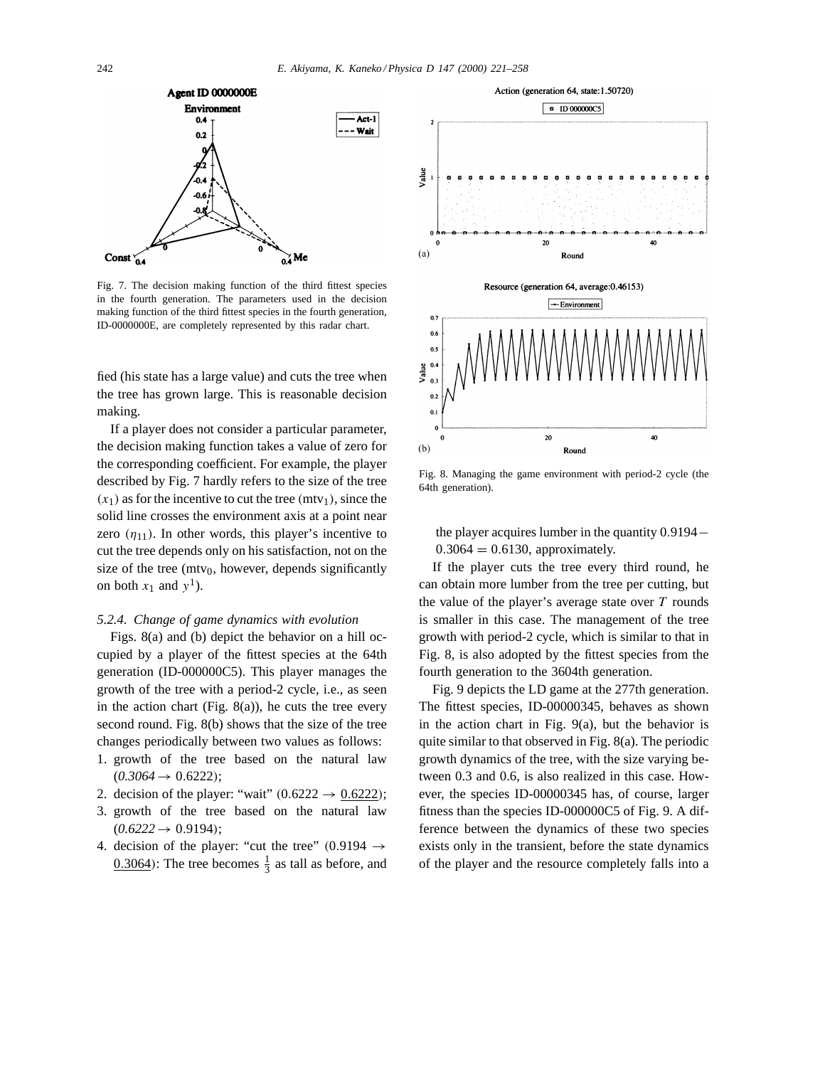Fig. 7. The decision making function of the third fittest species in the fourth generation. The parameters used in the decision making function of the third fittest species in the fourth generation, ID-0000000E, are completely represented by this radar chart.

fied (his state has a large value) and cuts the tree when the tree has grown large. This is reasonable decision making.

If a player does not consider a particular parameter, the decision making function takes a value of zero for the corresponding coefficient. For example, the player described by Fig. 7 hardly refers to the size of the tree ($x_1$) as for the incentive to cut the tree ($\mathrm{mtv}_1$), since the solid line crosses the environment axis at a point near zero ($\eta_{11}$). In other words, this player's incentive to cut the tree depends only on his satisfaction, not on the size of the tree ($\mathrm{mtv}_0$, however, depends significantly on both $x_1$ and $y^1$).

#### 5.2.4. Change of game dynamics with evolution

Figs. 8(a) and (b) depict the behavior on a hill occupied by a player of the fittest species at the 64th generation (ID-000000C5). This player manages the growth of the tree with a period-2 cycle, i.e., as seen in the action chart (Fig. 8(a)), he cuts the tree every second round. Fig. 8(b) shows that the size of the tree changes periodically between two values as follows:

1. growth of the tree based on the natural law (*0.3064* $\rightarrow$ 0.6222);
2. decision of the player: "wait" (0.6222 $\rightarrow$ <u>0.6222</u>);
3. growth of the tree based on the natural law (*0.6222* $\rightarrow$ 0.9194);
4. decision of the player: "cut the tree" (0.9194 $\rightarrow$ <u>0.3064</u>): The tree becomes $\frac{1}{3}$ as tall as before, and the player acquires lumber in the quantity $0.9194 - 0.3064 = 0.6130$, approximately.

Fig. 8. Managing the game environment with period-2 cycle (the 64th generation).

If the player cuts the tree every third round, he can obtain more lumber from the tree per cutting, but the value of the player's average state over $T$ rounds is smaller in this case. The management of the tree growth with period-2 cycle, which is similar to that in Fig. 8, is also adopted by the fittest species from the fourth generation to the 3604th generation.

Fig. 9 depicts the LD game at the 277th generation. The fittest species, ID-00000345, behaves as shown in the action chart in Fig. 9(a), but the behavior is quite similar to that observed in Fig. 8(a). The periodic growth dynamics of the tree, with the size varying between 0.3 and 0.6, is also realized in this case. However, the species ID-00000345 has, of course, larger fitness than the species ID-000000C5 of Fig. 9. A difference between the dynamics of these two species exists only in the transient, before the state dynamics of the player and the resource completely falls into a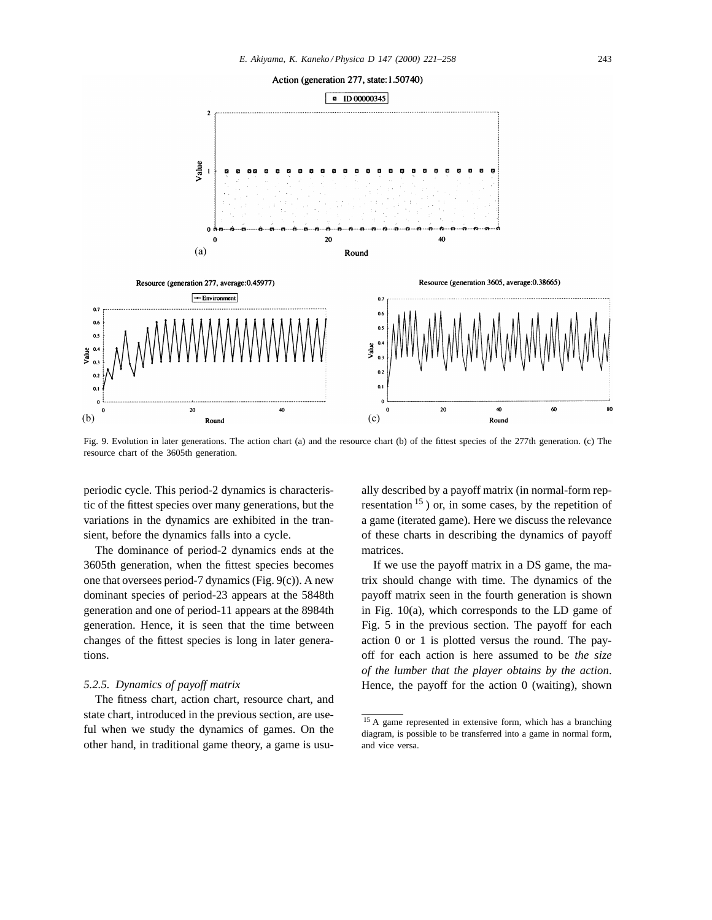Fig. 9. Evolution in later generations. The action chart (a) and the resource chart (b) of the fittest species of the 277th generation. (c) The resource chart of the 3605th generation.

periodic cycle. This period-2 dynamics is characteristic of the fittest species over many generations, but the variations in the dynamics are exhibited in the transient, before the dynamics falls into a cycle.

The dominance of period-2 dynamics ends at the 3605th generation, when the fittest species becomes one that oversees period-7 dynamics (Fig. 9(c)). A new dominant species of period-23 appears at the 5848th generation and one of period-11 appears at the 8984th generation. Hence, it is seen that the time between changes of the fittest species is long in later generations.

### 5.2.5. Dynamics of payoff matrix

The fitness chart, action chart, resource chart, and state chart, introduced in the previous section, are useful when we study the dynamics of games. On the other hand, in traditional game theory, a game is usually described by a payoff matrix (in normal-form representation [15]) or, in some cases, by the repetition of a game (iterated game). Here we discuss the relevance of these charts in describing the dynamics of payoff matrices.

If we use the payoff matrix in a DS game, the matrix should change with time. The dynamics of the payoff matrix seen in the fourth generation is shown in Fig. 10(a), which corresponds to the LD game of Fig. 5 in the previous section. The payoff for each action 0 or 1 is plotted versus the round. The payoff for each action is here assumed to be *the size of the lumber that the player obtains by the action*. Hence, the payoff for the action 0 (waiting), shown

[15] A game represented in extensive form, which has a branching diagram, is possible to be transferred into a game in normal form, and vice versa.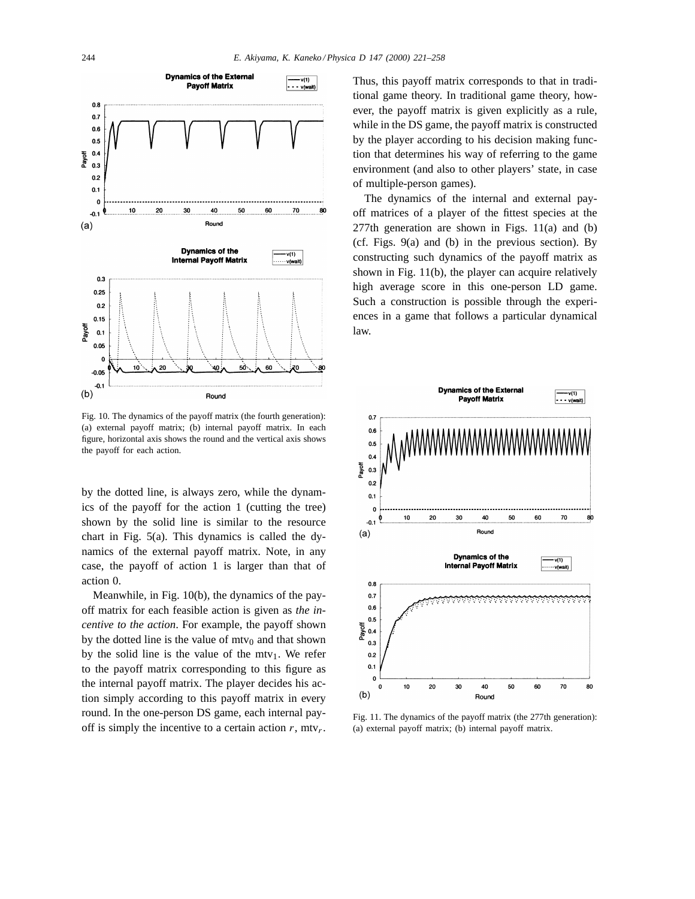Fig. 10. The dynamics of the payoff matrix (the fourth generation): (a) external payoff matrix; (b) internal payoff matrix. In each figure, horizontal axis shows the round and the vertical axis shows the payoff for each action.

by the dotted line, is always zero, while the dynamics of the payoff for the action 1 (cutting the tree) shown by the solid line is similar to the resource chart in Fig. 5(a). This dynamics is called the dynamics of the external payoff matrix. Note, in any case, the payoff of action 1 is larger than that of action 0.

Meanwhile, in Fig. 10(b), the dynamics of the payoff matrix for each feasible action is given as *the incentive to the action*. For example, the payoff shown by the dotted line is the value of $\mathrm{mtv}_0$ and that shown by the solid line is the value of the $\mathrm{mtv}_1$. We refer to the payoff matrix corresponding to this figure as the internal payoff matrix. The player decides his action simply according to this payoff matrix in every round. In the one-person DS game, each internal payoff is simply the incentive to a certain action $r$, $\mathrm{mtv}_r$. Thus, this payoff matrix corresponds to that in traditional game theory. In traditional game theory, however, the payoff matrix is given explicitly as a rule, while in the DS game, the payoff matrix is constructed by the player according to his decision making function that determines his way of referring to the game environment (and also to other players' state, in case of multiple-person games).

The dynamics of the internal and external payoff matrices of a player of the fittest species at the 277th generation are shown in Figs. 11(a) and (b) (cf. Figs. 9(a) and (b) in the previous section). By constructing such dynamics of the payoff matrix as shown in Fig. 11(b), the player can acquire relatively high average score in this one-person LD game. Such a construction is possible through the experiences in a game that follows a particular dynamical law.

Fig. 11. The dynamics of the payoff matrix (the 277th generation): (a) external payoff matrix; (b) internal payoff matrix.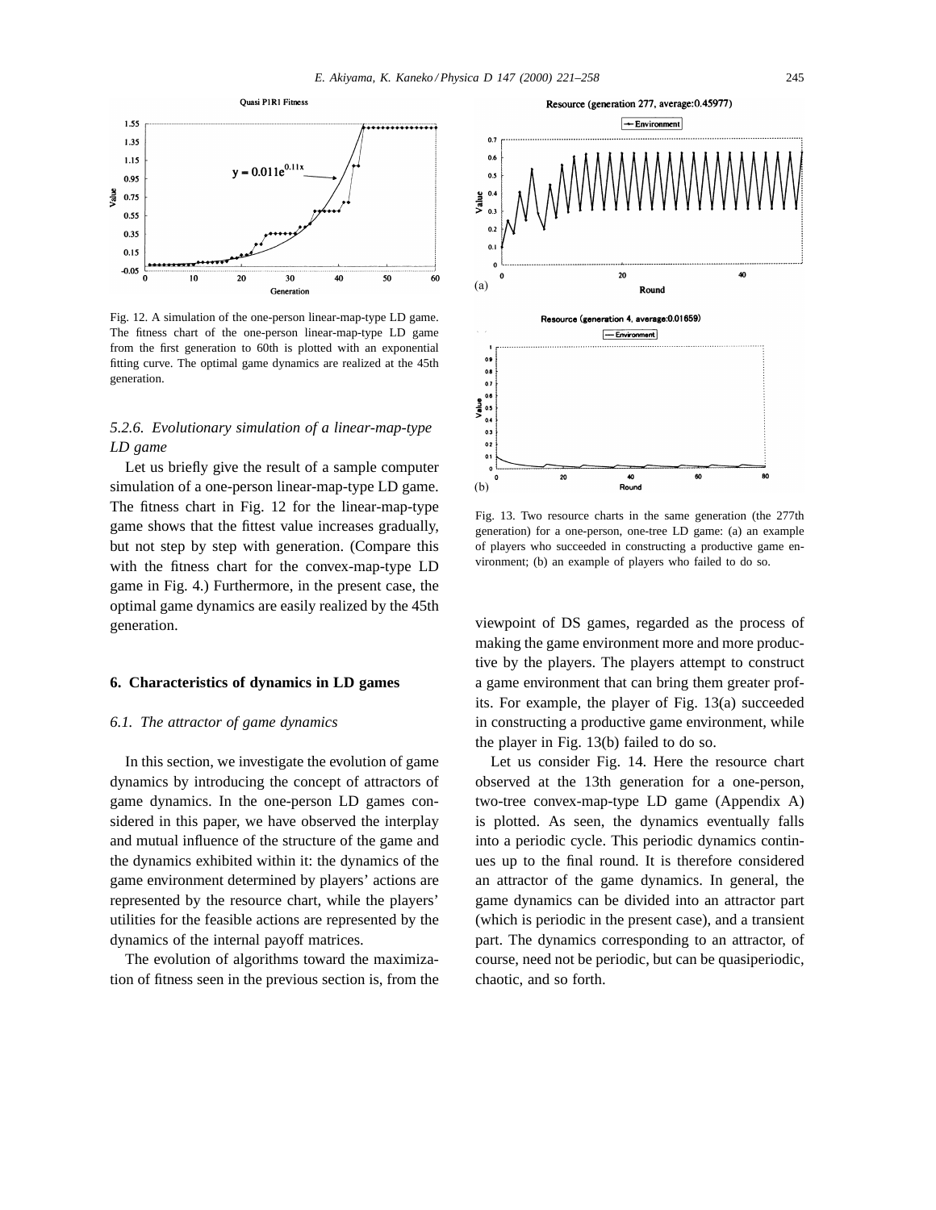Fig. 12. A simulation of the one-person linear-map-type LD game. The fitness chart of the one-person linear-map-type LD game from the first generation to 60th is plotted with an exponential fitting curve. The optimal game dynamics are realized at the 45th generation.

Fig. 13. Two resource charts in the same generation (the 277th generation) for a one-person, one-tree LD game: (a) an example of players who succeeded in constructing a productive game environment; (b) an example of players who failed to do so.

#### 5.2.6. Evolutionary simulation of a linear-map-type LD game

Let us briefly give the result of a sample computer simulation of a one-person linear-map-type LD game. The fitness chart in Fig. 12 for the linear-map-type game shows that the fittest value increases gradually, but not step by step with generation. (Compare this with the fitness chart for the convex-map-type LD game in Fig. 4.) Furthermore, in the present case, the optimal game dynamics are easily realized by the 45th generation.

## 6. Characteristics of dynamics in LD games

### 6.1. The attractor of game dynamics

In this section, we investigate the evolution of game dynamics by introducing the concept of attractors of game dynamics. In the one-person LD games considered in this paper, we have observed the interplay and mutual influence of the structure of the game and the dynamics exhibited within it: the dynamics of the game environment determined by players' actions are represented by the resource chart, while the players' utilities for the feasible actions are represented by the dynamics of the internal payoff matrices.

The evolution of algorithms toward the maximization of fitness seen in the previous section is, from the viewpoint of DS games, regarded as the process of making the game environment more and more productive by the players. The players attempt to construct a game environment that can bring them greater profits. For example, the player of Fig. 13(a) succeeded in constructing a productive game environment, while the player in Fig. 13(b) failed to do so.

Let us consider Fig. 14. Here the resource chart observed at the 13th generation for a one-person, two-tree convex-map-type LD game (Appendix A) is plotted. As seen, the dynamics eventually falls into a periodic cycle. This periodic dynamics continues up to the final round. It is therefore considered an attractor of the game dynamics. In general, the game dynamics can be divided into an attractor part (which is periodic in the present case), and a transient part. The dynamics corresponding to an attractor, of course, need not be periodic, but can be quasiperiodic, chaotic, and so forth.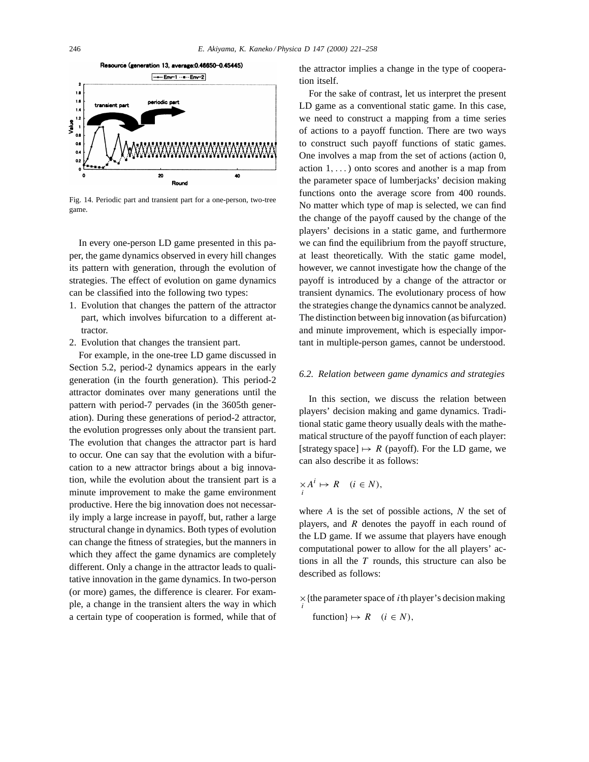Fig. 14. Periodic part and transient part for a one-person, two-tree game.

In every one-person LD game presented in this paper, the game dynamics observed in every hill changes its pattern with generation, through the evolution of strategies. The effect of evolution on game dynamics can be classified into the following two types:

1. Evolution that changes the pattern of the attractor part, which involves bifurcation to a different attractor.
2. Evolution that changes the transient part.

For example, in the one-tree LD game discussed in Section 5.2, period-2 dynamics appears in the early generation (in the fourth generation). This period-2 attractor dominates over many generations until the pattern with period-7 pervades (in the 3605th generation). During these generations of period-2 attractor, the evolution progresses only about the transient part. The evolution that changes the attractor part is hard to occur. One can say that the evolution with a bifurcation to a new attractor brings about a big innovation, while the evolution about the transient part is a minute improvement to make the game environment productive. Here the big innovation does not necessarily imply a large increase in payoff, but, rather a large structural change in dynamics. Both types of evolution can change the fitness of strategies, but the manners in which they affect the game dynamics are completely different. Only a change in the attractor leads to qualitative innovation in the game dynamics. In two-person (or more) games, the difference is clearer. For example, a change in the transient alters the way in which a certain type of cooperation is formed, while that of the attractor implies a change in the type of cooperation itself.

For the sake of contrast, let us interpret the present LD game as a conventional static game. In this case, we need to construct a mapping from a time series of actions to a payoff function. There are two ways to construct such payoff functions of static games. One involves a map from the set of actions (action 0, action $1, \dots$) onto scores and another is a map from the parameter space of lumberjacks' decision making functions onto the average score from 400 rounds. No matter which type of map is selected, we can find the change of the payoff caused by the change of the players' decisions in a static game, and furthermore we can find the equilibrium from the payoff structure, at least theoretically. With the static game model, however, we cannot investigate how the change of the payoff is introduced by a change of the attractor or transient dynamics. The evolutionary process of how the strategies change the dynamics cannot be analyzed. The distinction between big innovation (as bifurcation) and minute improvement, which is especially important in multiple-person games, cannot be understood.

### 6.2. Relation between game dynamics and strategies

In this section, we discuss the relation between players' decision making and game dynamics. Traditional static game theory usually deals with the mathematical structure of the payoff function of each player: [strategy space] $\mapsto R$ (payoff). For the LD game, we can also describe it as follows:

$$\times_i A^i \mapsto R \quad (i \in N),$$

where $A$ is the set of possible actions, $N$ the set of players, and $R$ denotes the payoff in each round of the LD game. If we assume that players have enough computational power to allow for the all players' actions in all the $T$ rounds, this structure can also be described as follows:

$$\times_i \{\text{the parameter space of } i\text{th player's decision making function}\} \mapsto R \quad (i \in N),$$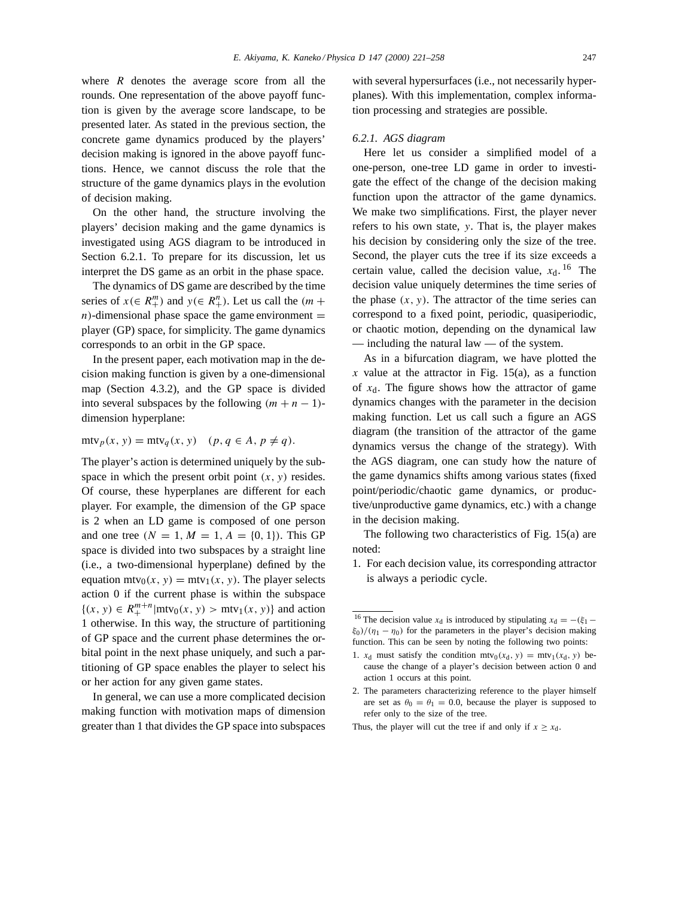where $R$ denotes the average score from all the rounds. One representation of the above payoff function is given by the average score landscape, to be presented later. As stated in the previous section, the concrete game dynamics produced by the players' decision making is ignored in the above payoff functions. Hence, we cannot discuss the role that the structure of the game dynamics plays in the evolution of decision making.

On the other hand, the structure involving the players' decision making and the game dynamics is investigated using AGS diagram to be introduced in Section 6.2.1. To prepare for its discussion, let us interpret the DS game as an orbit in the phase space.

The dynamics of DS game are described by the time series of $x (\in R_+^m)$ and $y (\in R_+^n)$. Let us call the $(m+n)$-dimensional phase space the game environment = player (GP) space, for simplicity. The game dynamics corresponds to an orbit in the GP space.

In the present paper, each motivation map in the decision making function is given by a one-dimensional map (Section 4.3.2), and the GP space is divided into several subspaces by the following $(m+n-1)$-dimension hyperplane:

$$\mathrm{mtv}_p(x, y) = \mathrm{mtv}_q(x, y) \quad (p, q \in A, p \neq q).$$

The player's action is determined uniquely by the subspace in which the present orbit point $(x, y)$ resides. Of course, these hyperplanes are different for each player. For example, the dimension of the GP space is 2 when an LD game is composed of one person and one tree ($N = 1, M = 1, A = \{0, 1\}$). This GP space is divided into two subspaces by a straight line (i.e., a two-dimensional hyperplane) defined by the equation $\mathrm{mtv}_0(x, y) = \mathrm{mtv}_1(x, y)$. The player selects action 0 if the current phase is within the subspace $\{(x, y) \in R_+^{m+n} | \mathrm{mtv}_0(x, y) > \mathrm{mtv}_1(x, y)\}$ and action 1 otherwise. In this way, the structure of partitioning of GP space and the current phase determines the orbital point in the next phase uniquely, and such a partitioning of GP space enables the player to select his or her action for any given game states.

In general, we can use a more complicated decision making function with motivation maps of dimension greater than 1 that divides the GP space into subspaces with several hypersurfaces (i.e., not necessarily hyperplanes). With this implementation, complex information processing and strategies are possible.

### 6.2.1. AGS diagram

Here let us consider a simplified model of a one-person, one-tree LD game in order to investigate the effect of the change of the decision making function upon the attractor of the game dynamics. We make two simplifications. First, the player never refers to his own state, $y$. That is, the player makes his decision by considering only the size of the tree. Second, the player cuts the tree if its size exceeds a certain value, called the decision value, $x_\mathrm{d}$.[16] The decision value uniquely determines the time series of the phase $(x, y)$. The attractor of the time series can correspond to a fixed point, periodic, quasiperiodic, or chaotic motion, depending on the dynamical law — including the natural law — of the system.

As in a bifurcation diagram, we have plotted the $x$ value at the attractor in Fig. 15(a), as a function of $x_\mathrm{d}$. The figure shows how the attractor of game dynamics changes with the parameter in the decision making function. Let us call such a figure an AGS diagram (the transition of the attractor of the game dynamics versus the change of the strategy). With the AGS diagram, one can study how the nature of the game dynamics shifts among various states (fixed point/periodic/chaotic game dynamics, or productive/unproductive game dynamics, etc.) with a change in the decision making.

The following two characteristics of Fig. 15(a) are noted:

1. For each decision value, its corresponding attractor is always a periodic cycle.

---

[16] The decision value $x_\mathrm{d}$ is introduced by stipulating $x_\mathrm{d} = -(\xi_1 - \xi_0)/(\eta_1 - \eta_0)$ for the parameters in the player's decision making function. This can be seen by noting the following two points:

1. $x_\mathrm{d}$ must satisfy the condition $\mathrm{mtv}_0(x_\mathrm{d}, y) = \mathrm{mtv}_1(x_\mathrm{d}, y)$ because the change of a player's decision between action 0 and action 1 occurs at this point.
2. The parameters characterizing reference to the player himself are set as $\theta_0 = \theta_1 = 0.0$, because the player is supposed to refer only to the size of the tree.

Thus, the player will cut the tree if and only if $x \geq x_\mathrm{d}$.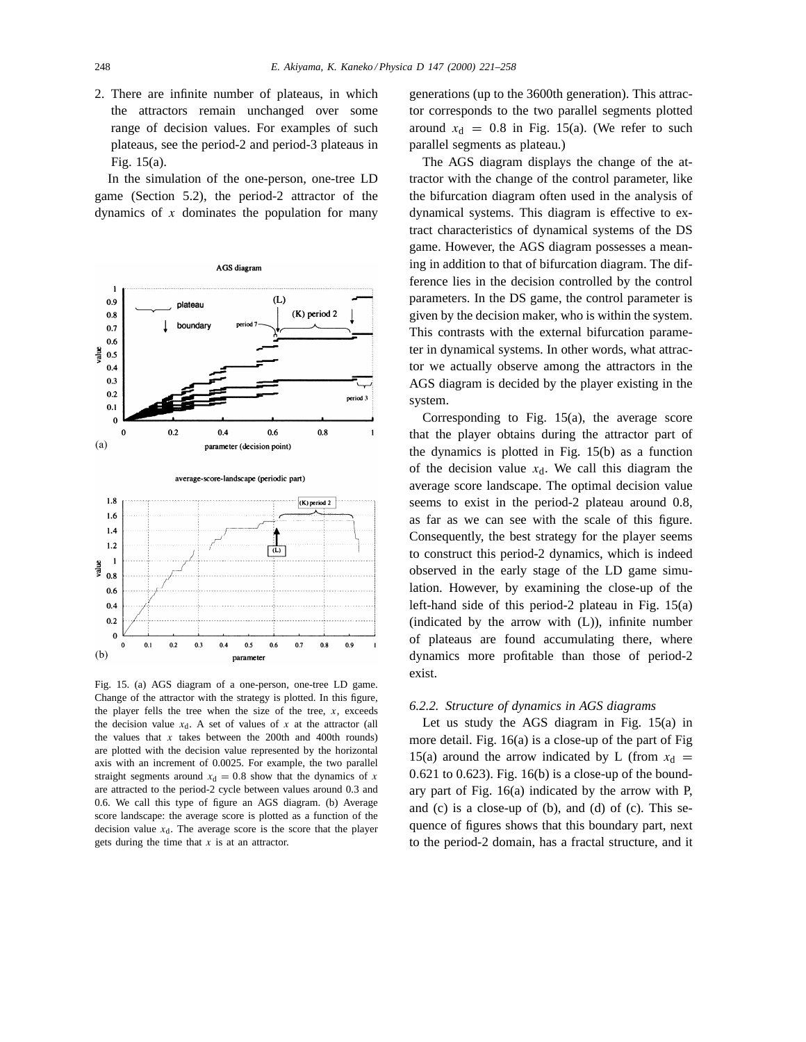2. There are infinite number of plateaus, in which the attractors remain unchanged over some range of decision values. For examples of such plateaus, see the period-2 and period-3 plateaus in Fig. 15(a).

In the simulation of the one-person, one-tree LD game (Section 5.2), the period-2 attractor of the dynamics of $x$ dominates the population for many generations (up to the 3600th generation). This attractor corresponds to the two parallel segments plotted around $x_d = 0.8$ in Fig. 15(a). (We refer to such parallel segments as plateau.)

The AGS diagram displays the change of the attractor with the change of the control parameter, like the bifurcation diagram often used in the analysis of dynamical systems. This diagram is effective to extract characteristics of dynamical systems of the DS game. However, the AGS diagram possesses a meaning in addition to that of bifurcation diagram. The difference lies in the decision controlled by the control parameters. In the DS game, the control parameter is given by the decision maker, who is within the system. This contrasts with the external bifurcation parameter in dynamical systems. In other words, what attractor we actually observe among the attractors in the AGS diagram is decided by the player existing in the system.

Corresponding to Fig. 15(a), the average score that the player obtains during the attractor part of the dynamics is plotted in Fig. 15(b) as a function of the decision value $x_d$. We call this diagram the average score landscape. The optimal decision value seems to exist in the period-2 plateau around 0.8, as far as we can see with the scale of this figure. Consequently, the best strategy for the player seems to construct this period-2 dynamics, which is indeed observed in the early stage of the LD game simulation. However, by examining the close-up of the left-hand side of this period-2 plateau in Fig. 15(a) (indicated by the arrow with (L)), infinite number of plateaus are found accumulating there, where dynamics more profitable than those of period-2 exist.

Fig. 15. (a) AGS diagram of a one-person, one-tree LD game. Change of the attractor with the strategy is plotted. In this figure, the player fells the tree when the size of the tree, $x$, exceeds the decision value $x_d$. A set of values of $x$ at the attractor (all the values that $x$ takes between the 200th and 400th rounds) are plotted with the decision value represented by the horizontal axis with an increment of 0.0025. For example, the two parallel straight segments around $x_d = 0.8$ show that the dynamics of $x$ are attracted to the period-2 cycle between values around 0.3 and 0.6. We call this type of figure an AGS diagram. (b) Average score landscape: the average score is plotted as a function of the decision value $x_d$. The average score is the score that the player gets during the time that $x$ is at an attractor.

#### 6.2.2. Structure of dynamics in AGS diagrams

Let us study the AGS diagram in Fig. 15(a) in more detail. Fig. 16(a) is a close-up of the part of Fig 15(a) around the arrow indicated by L (from $x_d = 0.621$ to 0.623). Fig. 16(b) is a close-up of the boundary part of Fig. 16(a) indicated by the arrow with P, and (c) is a close-up of (b), and (d) of (c). This sequence of figures shows that this boundary part, next to the period-2 domain, has a fractal structure, and it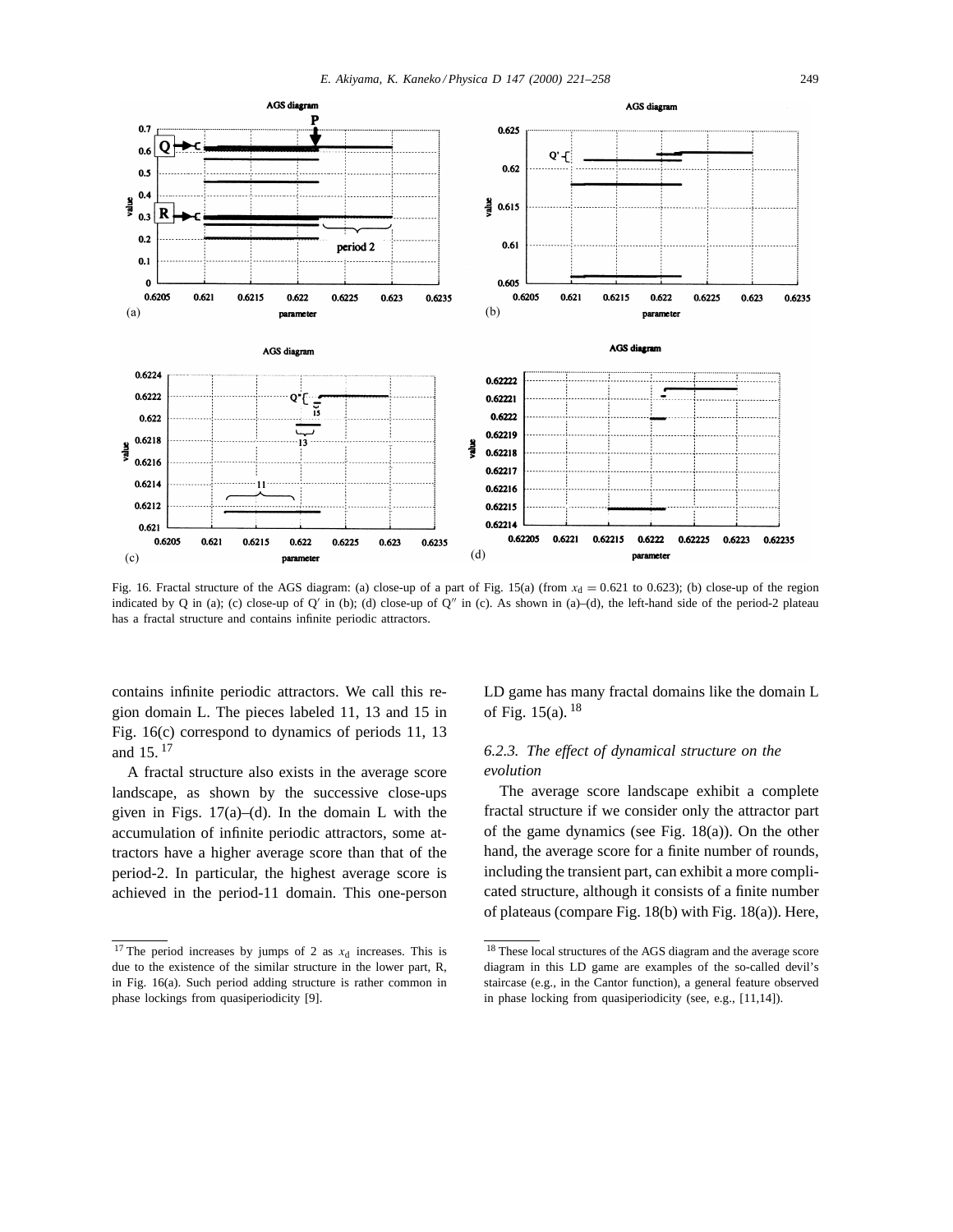Fig. 16. Fractal structure of the AGS diagram: (a) close-up of a part of Fig. 15(a) (from $x_d = 0.621$ to 0.623); (b) close-up of the region indicated by Q in (a); (c) close-up of Q′ in (b); (d) close-up of Q″ in (c). As shown in (a)–(d), the left-hand side of the period-2 plateau has a fractal structure and contains infinite periodic attractors.

contains infinite periodic attractors. We call this region domain L. The pieces labeled 11, 13 and 15 in Fig. 16(c) correspond to dynamics of periods 11, 13 and 15. [17]

A fractal structure also exists in the average score landscape, as shown by the successive close-ups given in Figs. 17(a)–(d). In the domain L with the accumulation of infinite periodic attractors, some attractors have a higher average score than that of the period-2. In particular, the highest average score is achieved in the period-11 domain. This one-person LD game has many fractal domains like the domain L of Fig. 15(a). [18]

#### 6.2.3. The effect of dynamical structure on the evolution

The average score landscape exhibit a complete fractal structure if we consider only the attractor part of the game dynamics (see Fig. 18(a)). On the other hand, the average score for a finite number of rounds, including the transient part, can exhibit a more complicated structure, although it consists of a finite number of plateaus (compare Fig. 18(b) with Fig. 18(a)). Here,

[17] The period increases by jumps of 2 as $x_d$ increases. This is due to the existence of the similar structure in the lower part, R, in Fig. 16(a). Such period adding structure is rather common in phase lockings from quasiperiodicity [9].

[18] These local structures of the AGS diagram and the average score diagram in this LD game are examples of the so-called devil's staircase (e.g., in the Cantor function), a general feature observed in phase locking from quasiperiodicity (see, e.g., [11,14]).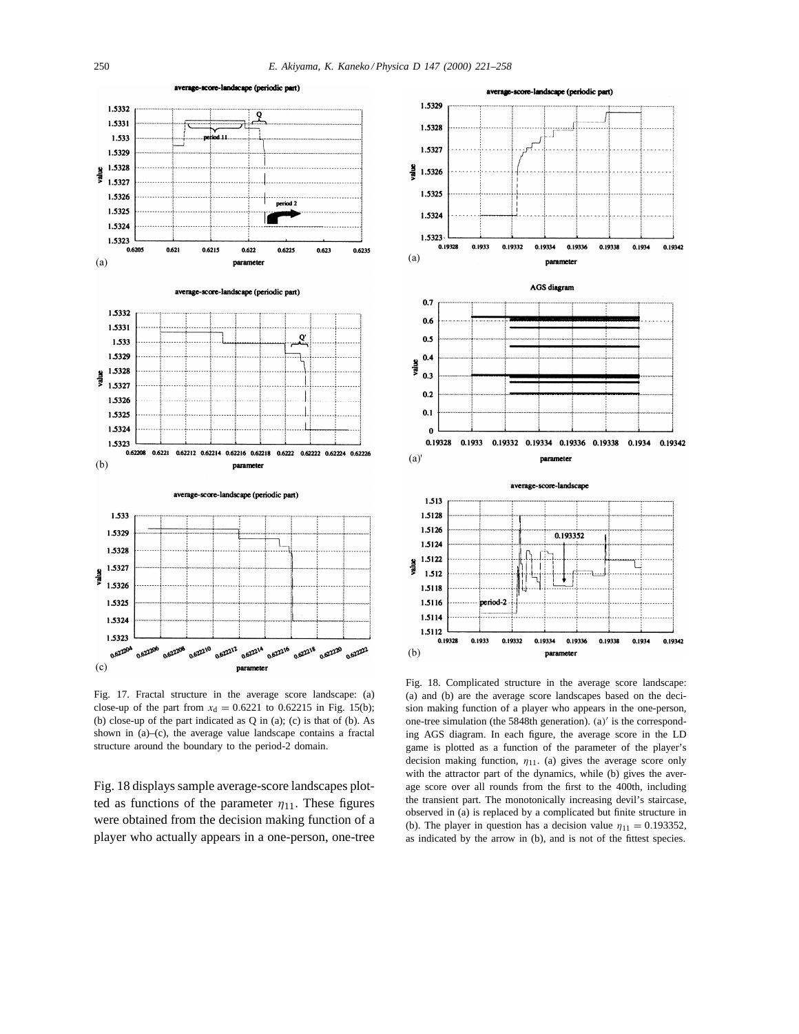Fig. 17. Fractal structure in the average score landscape: (a) close-up of the part from $x_d = 0.6221$ to 0.62215 in Fig. 15(b); (b) close-up of the part indicated as Q in (a); (c) is that of (b). As shown in (a)–(c), the average value landscape contains a fractal structure around the boundary to the period-2 domain.

Fig. 18. Complicated structure in the average score landscape: (a) and (b) are the average score landscapes based on the decision making function of a player who appears in the one-person, one-tree simulation (the 5848th generation). (a)′ is the corresponding AGS diagram. In each figure, the average score in the LD game is plotted as a function of the parameter of the player's decision making function, $\eta_{11}$. (a) gives the average score only with the attractor part of the dynamics, while (b) gives the average score over all rounds from the first to the 400th, including the transient part. The monotonically increasing devil's staircase, observed in (a) is replaced by a complicated but finite structure in (b). The player in question has a decision value $\eta_{11} = 0.193352$, as indicated by the arrow in (b), and is not of the fittest species.

Fig. 18 displays sample average-score landscapes plotted as functions of the parameter $\eta_{11}$. These figures were obtained from the decision making function of a player who actually appears in a one-person, one-tree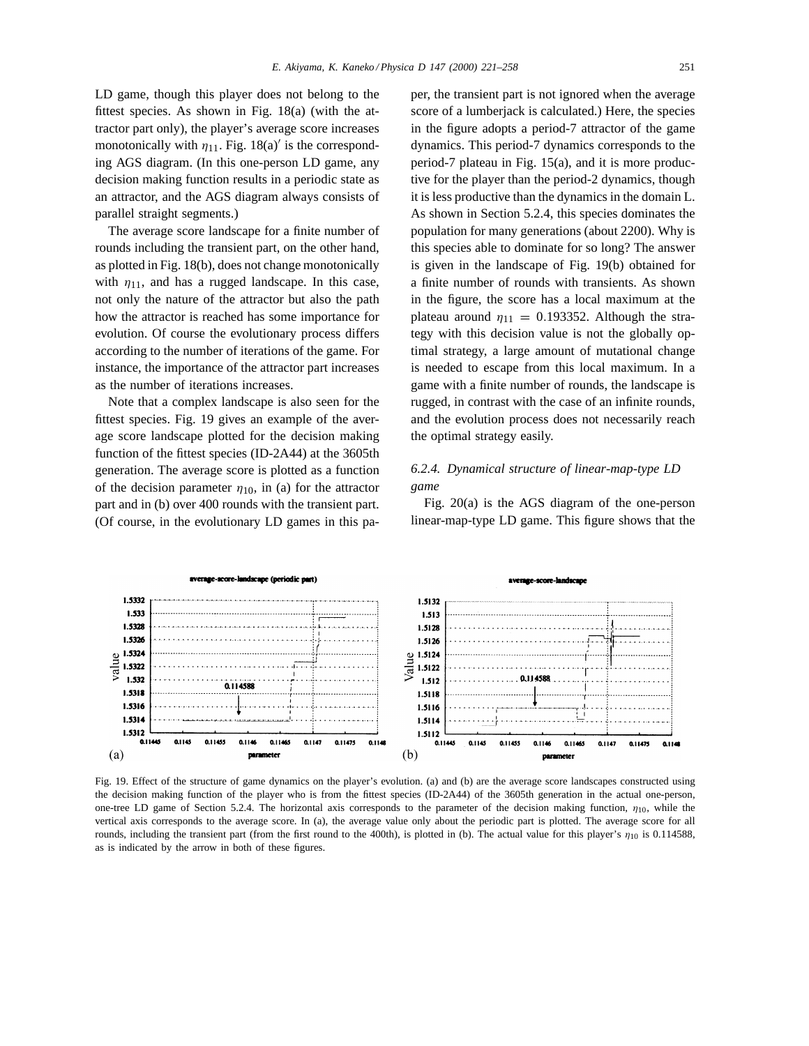LD game, though this player does not belong to the fittest species. As shown in Fig. 18(a) (with the attractor part only), the player's average score increases monotonically with $\eta_{11}$. Fig. 18(a)$'$ is the corresponding AGS diagram. (In this one-person LD game, any decision making function results in a periodic state as an attractor, and the AGS diagram always consists of parallel straight segments.)

The average score landscape for a finite number of rounds including the transient part, on the other hand, as plotted in Fig. 18(b), does not change monotonically with $\eta_{11}$, and has a rugged landscape. In this case, not only the nature of the attractor but also the path how the attractor is reached has some importance for evolution. Of course the evolutionary process differs according to the number of iterations of the game. For instance, the importance of the attractor part increases as the number of iterations increases.

Note that a complex landscape is also seen for the fittest species. Fig. 19 gives an example of the average score landscape plotted for the decision making function of the fittest species (ID-2A44) at the 3605th generation. The average score is plotted as a function of the decision parameter $\eta_{10}$, in (a) for the attractor part and in (b) over 400 rounds with the transient part. (Of course, in the evolutionary LD games in this paper, the transient part is not ignored when the average score of a lumberjack is calculated.) Here, the species in the figure adopts a period-7 attractor of the game dynamics. This period-7 dynamics corresponds to the period-7 plateau in Fig. 15(a), and it is more productive for the player than the period-2 dynamics, though it is less productive than the dynamics in the domain L. As shown in Section 5.2.4, this species dominates the population for many generations (about 2200). Why is this species able to dominate for so long? The answer is given in the landscape of Fig. 19(b) obtained for a finite number of rounds with transients. As shown in the figure, the score has a local maximum at the plateau around $\eta_{11} = 0.193352$. Although the strategy with this decision value is not the globally optimal strategy, a large amount of mutational change is needed to escape from this local maximum. In a game with a finite number of rounds, the landscape is rugged, in contrast with the case of an infinite rounds, and the evolution process does not necessarily reach the optimal strategy easily.

#### 6.2.4. Dynamical structure of linear-map-type LD game

Fig. 20(a) is the AGS diagram of the one-person linear-map-type LD game. This figure shows that the

Fig. 19. Effect of the structure of game dynamics on the player's evolution. (a) and (b) are the average score landscapes constructed using the decision making function of the player who is from the fittest species (ID-2A44) of the 3605th generation in the actual one-person, one-tree LD game of Section 5.2.4. The horizontal axis corresponds to the parameter of the decision making function, $\eta_{10}$, while the vertical axis corresponds to the average score. In (a), the average value only about the periodic part is plotted. The average score for all rounds, including the transient part (from the first round to the 400th), is plotted in (b). The actual value for this player's $\eta_{10}$ is 0.114588, as is indicated by the arrow in both of these figures.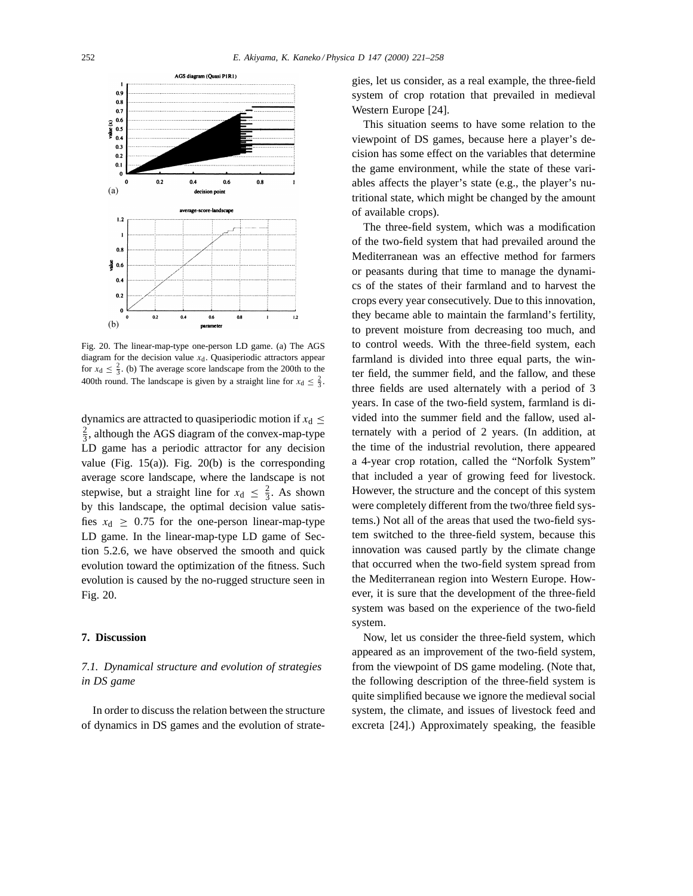Fig. 20. The linear-map-type one-person LD game. (a) The AGS diagram for the decision value $x_d$. Quasiperiodic attractors appear for $x_d \leq \frac{2}{3}$. (b) The average score landscape from the 200th to the 400th round. The landscape is given by a straight line for $x_d \leq \frac{2}{3}$.

dynamics are attracted to quasiperiodic motion if $x_d \leq \frac{2}{3}$, although the AGS diagram of the convex-map-type LD game has a periodic attractor for any decision value (Fig. 15(a)). Fig. 20(b) is the corresponding average score landscape, where the landscape is not stepwise, but a straight line for $x_d \leq \frac{2}{3}$. As shown by this landscape, the optimal decision value satisfies $x_d \geq 0.75$ for the one-person linear-map-type LD game. In the linear-map-type LD game of Section 5.2.6, we have observed the smooth and quick evolution toward the optimization of the fitness. Such evolution is caused by the no-rugged structure seen in Fig. 20.

## 7. Discussion

### *7.1. Dynamical structure and evolution of strategies in DS game*

In order to discuss the relation between the structure of dynamics in DS games and the evolution of strategies, let us consider, as a real example, the three-field system of crop rotation that prevailed in medieval Western Europe [24].

This situation seems to have some relation to the viewpoint of DS games, because here a player's decision has some effect on the variables that determine the game environment, while the state of these variables affects the player's state (e.g., the player's nutritional state, which might be changed by the amount of available crops).

The three-field system, which was a modification of the two-field system that had prevailed around the Mediterranean was an effective method for farmers or peasants during that time to manage the dynamics of the states of their farmland and to harvest the crops every year consecutively. Due to this innovation, they became able to maintain the farmland's fertility, to prevent moisture from decreasing too much, and to control weeds. With the three-field system, each farmland is divided into three equal parts, the winter field, the summer field, and the fallow, and these three fields are used alternately with a period of 3 years. In case of the two-field system, farmland is divided into the summer field and the fallow, used alternately with a period of 2 years. (In addition, at the time of the industrial revolution, there appeared a 4-year crop rotation, called the "Norfolk System" that included a year of growing feed for livestock. However, the structure and the concept of this system were completely different from the two/three field systems.) Not all of the areas that used the two-field system switched to the three-field system, because this innovation was caused partly by the climate change that occurred when the two-field system spread from the Mediterranean region into Western Europe. However, it is sure that the development of the three-field system was based on the experience of the two-field system.

Now, let us consider the three-field system, which appeared as an improvement of the two-field system, from the viewpoint of DS game modeling. (Note that, the following description of the three-field system is quite simplified because we ignore the medieval social system, the climate, and issues of livestock feed and excreta [24].) Approximately speaking, the feasible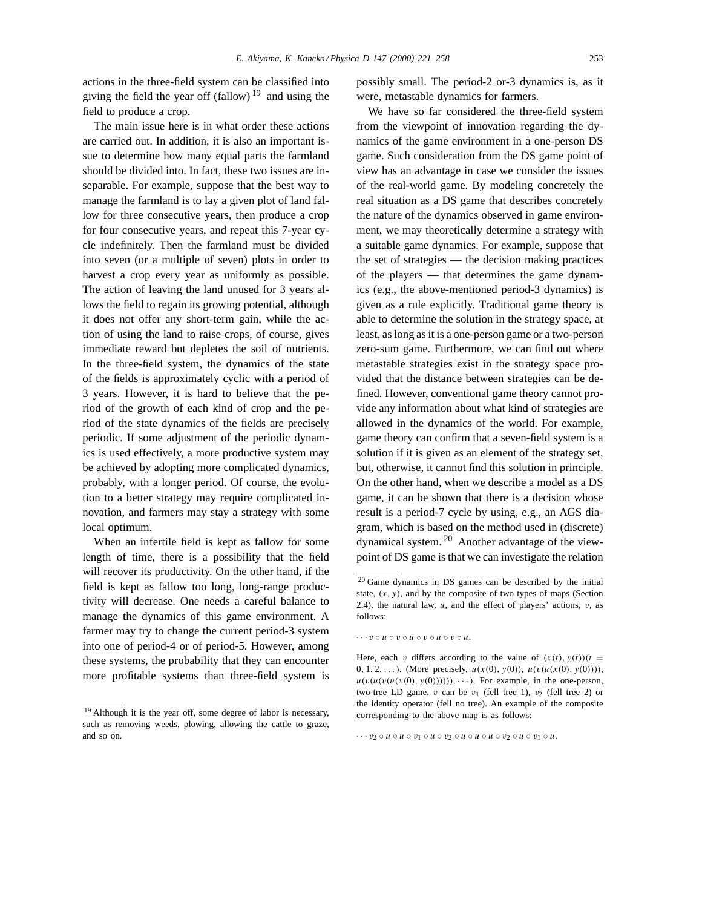actions in the three-field system can be classified into giving the field the year off (fallow) [19] and using the field to produce a crop.

The main issue here is in what order these actions are carried out. In addition, it is also an important issue to determine how many equal parts the farmland should be divided into. In fact, these two issues are inseparable. For example, suppose that the best way to manage the farmland is to lay a given plot of land fallow for three consecutive years, then produce a crop for four consecutive years, and repeat this 7-year cycle indefinitely. Then the farmland must be divided into seven (or a multiple of seven) plots in order to harvest a crop every year as uniformly as possible. The action of leaving the land unused for 3 years allows the field to regain its growing potential, although it does not offer any short-term gain, while the action of using the land to raise crops, of course, gives immediate reward but depletes the soil of nutrients. In the three-field system, the dynamics of the state of the fields is approximately cyclic with a period of 3 years. However, it is hard to believe that the period of the growth of each kind of crop and the period of the state dynamics of the fields are precisely periodic. If some adjustment of the periodic dynamics is used effectively, a more productive system may be achieved by adopting more complicated dynamics, probably, with a longer period. Of course, the evolution to a better strategy may require complicated innovation, and farmers may stay a strategy with some local optimum.

When an infertile field is kept as fallow for some length of time, there is a possibility that the field will recover its productivity. On the other hand, if the field is kept as fallow too long, long-range productivity will decrease. One needs a careful balance to manage the dynamics of this game environment. A farmer may try to change the current period-3 system into one of period-4 or of period-5. However, among these systems, the probability that they can encounter more profitable systems than three-field system is possibly small. The period-2 or-3 dynamics is, as it were, metastable dynamics for farmers.

We have so far considered the three-field system from the viewpoint of innovation regarding the dynamics of the game environment in a one-person DS game. Such consideration from the DS game point of view has an advantage in case we consider the issues of the real-world game. By modeling concretely the real situation as a DS game that describes concretely the nature of the dynamics observed in game environment, we may theoretically determine a strategy with a suitable game dynamics. For example, suppose that the set of strategies — the decision making practices of the players — that determines the game dynamics (e.g., the above-mentioned period-3 dynamics) is given as a rule explicitly. Traditional game theory is able to determine the solution in the strategy space, at least, as long as it is a one-person game or a two-person zero-sum game. Furthermore, we can find out where metastable strategies exist in the strategy space provided that the distance between strategies can be defined. However, conventional game theory cannot provide any information about what kind of strategies are allowed in the dynamics of the world. For example, game theory can confirm that a seven-field system is a solution if it is given as an element of the strategy set, but, otherwise, it cannot find this solution in principle. On the other hand, when we describe a model as a DS game, it can be shown that there is a decision whose result is a period-7 cycle by using, e.g., an AGS diagram, which is based on the method used in (discrete) dynamical system. [20] Another advantage of the viewpoint of DS game is that we can investigate the relation

---

[19] Although it is the year off, some degree of labor is necessary, such as removing weeds, plowing, allowing the cattle to graze, and so on.

[20] Game dynamics in DS games can be described by the initial state, $(x, y)$, and by the composite of two types of maps (Section 2.4), the natural law, $u$, and the effect of players' actions, $v$, as follows:

$$\cdots v \circ u \circ v \circ u \circ v \circ u \circ v \circ u.$$

Here, each $v$ differs according to the value of $(x(t), y(t))(t = 0, 1, 2, \dots)$. (More precisely, $u(x(0), y(0))$, $u(v(u(x(0), y(0))))$, $u(v(u(v(u(x(0), y(0))))))$, $\cdots$). For example, in the one-person, two-tree LD game, $v$ can be $v_1$ (fell tree 1), $v_2$ (fell tree 2) or the identity operator (fell no tree). An example of the composite corresponding to the above map is as follows:

$$\cdots v_2 \circ u \circ u \circ v_1 \circ u \circ v_2 \circ u \circ u \circ u \circ v_2 \circ u \circ v_1 \circ u.$$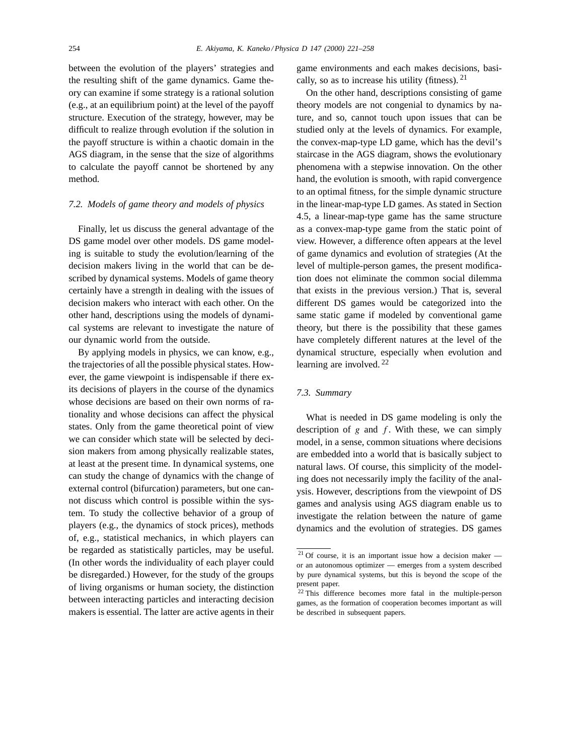between the evolution of the players' strategies and the resulting shift of the game dynamics. Game theory can examine if some strategy is a rational solution (e.g., at an equilibrium point) at the level of the payoff structure. Execution of the strategy, however, may be difficult to realize through evolution if the solution in the payoff structure is within a chaotic domain in the AGS diagram, in the sense that the size of algorithms to calculate the payoff cannot be shortened by any method.

### 7.2. Models of game theory and models of physics

Finally, let us discuss the general advantage of the DS game model over other models. DS game modeling is suitable to study the evolution/learning of the decision makers living in the world that can be described by dynamical systems. Models of game theory certainly have a strength in dealing with the issues of decision makers who interact with each other. On the other hand, descriptions using the models of dynamical systems are relevant to investigate the nature of our dynamic world from the outside.

By applying models in physics, we can know, e.g., the trajectories of all the possible physical states. However, the game viewpoint is indispensable if there exits decisions of players in the course of the dynamics whose decisions are based on their own norms of rationality and whose decisions can affect the physical states. Only from the game theoretical point of view we can consider which state will be selected by decision makers from among physically realizable states, at least at the present time. In dynamical systems, one can study the change of dynamics with the change of external control (bifurcation) parameters, but one cannot discuss which control is possible within the system. To study the collective behavior of a group of players (e.g., the dynamics of stock prices), methods of, e.g., statistical mechanics, in which players can be regarded as statistically particles, may be useful. (In other words the individuality of each player could be disregarded.) However, for the study of the groups of living organisms or human society, the distinction between interacting particles and interacting decision makers is essential. The latter are active agents in their game environments and each makes decisions, basically, so as to increase his utility (fitness). [21]

On the other hand, descriptions consisting of game theory models are not congenial to dynamics by nature, and so, cannot touch upon issues that can be studied only at the levels of dynamics. For example, the convex-map-type LD game, which has the devil's staircase in the AGS diagram, shows the evolutionary phenomena with a stepwise innovation. On the other hand, the evolution is smooth, with rapid convergence to an optimal fitness, for the simple dynamic structure in the linear-map-type LD games. As stated in Section 4.5, a linear-map-type game has the same structure as a convex-map-type game from the static point of view. However, a difference often appears at the level of game dynamics and evolution of strategies (At the level of multiple-person games, the present modification does not eliminate the common social dilemma that exists in the previous version.) That is, several different DS games would be categorized into the same static game if modeled by conventional game theory, but there is the possibility that these games have completely different natures at the level of the dynamical structure, especially when evolution and learning are involved. [22]

### 7.3. Summary

What is needed in DS game modeling is only the description of $g$ and $f$. With these, we can simply model, in a sense, common situations where decisions are embedded into a world that is basically subject to natural laws. Of course, this simplicity of the modeling does not necessarily imply the facility of the analysis. However, descriptions from the viewpoint of DS games and analysis using AGS diagram enable us to investigate the relation between the nature of game dynamics and the evolution of strategies. DS games

[21] Of course, it is an important issue how a decision maker — or an autonomous optimizer — emerges from a system described by pure dynamical systems, but this is beyond the scope of the present paper.

[22] This difference becomes more fatal in the multiple-person games, as the formation of cooperation becomes important as will be described in subsequent papers.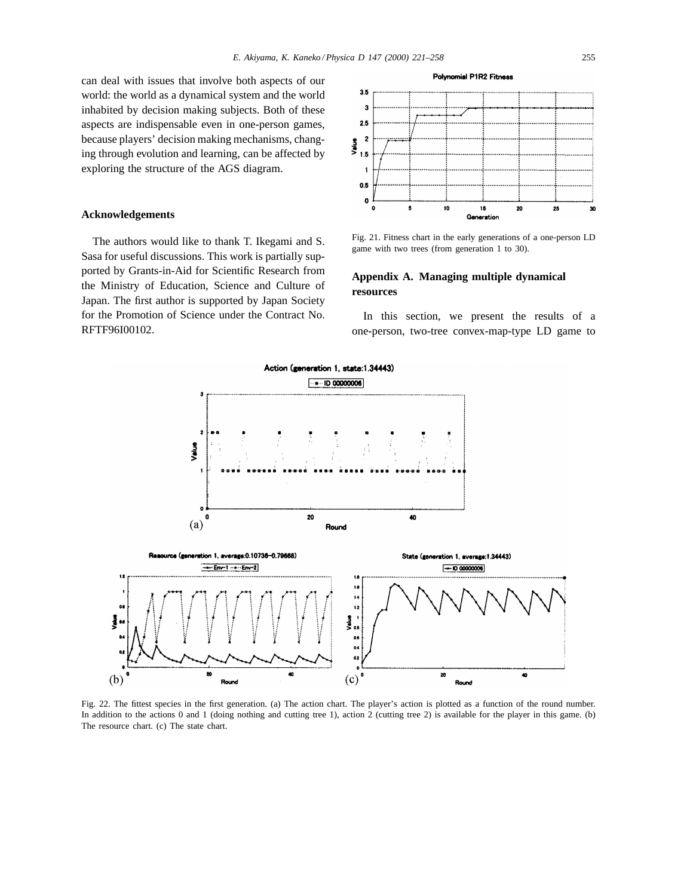can deal with issues that involve both aspects of our world: the world as a dynamical system and the world inhabited by decision making subjects. Both of these aspects are indispensable even in one-person games, because players' decision making mechanisms, changing through evolution and learning, can be affected by exploring the structure of the AGS diagram.

## Acknowledgements

The authors would like to thank T. Ikegami and S. Sasa for useful discussions. This work is partially supported by Grants-in-Aid for Scientific Research from the Ministry of Education, Science and Culture of Japan. The first author is supported by Japan Society for the Promotion of Science under the Contract No. RFTF96I00102.

Fig. 21. Fitness chart in the early generations of a one-person LD game with two trees (from generation 1 to 30).

## Appendix A. Managing multiple dynamical resources

In this section, we present the results of a one-person, two-tree convex-map-type LD game to

Fig. 22. The fittest species in the first generation. (a) The action chart. The player's action is plotted as a function of the round number. In addition to the actions 0 and 1 (doing nothing and cutting tree 1), action 2 (cutting tree 2) is available for the player in this game. (b) The resource chart. (c) The state chart.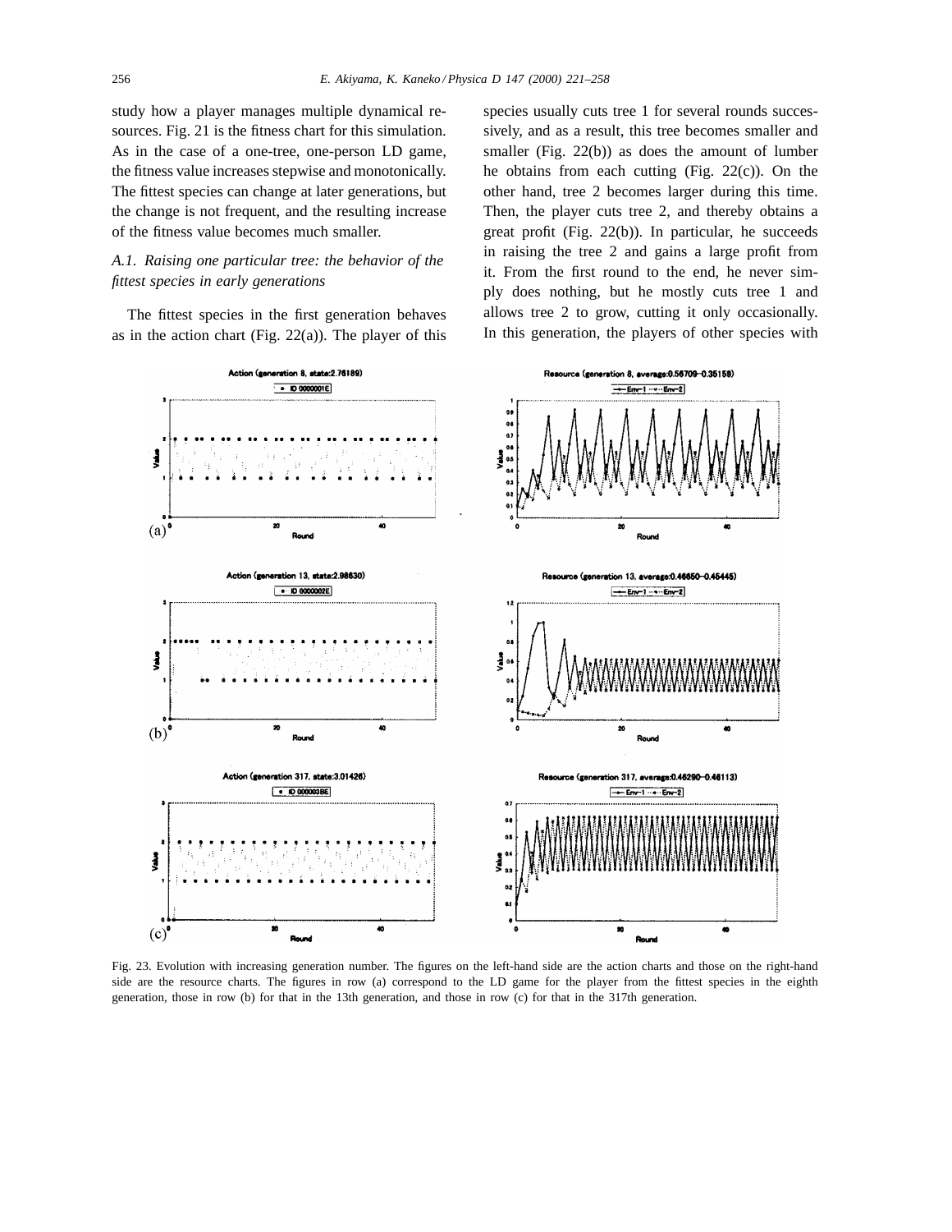study how a player manages multiple dynamical resources. Fig. 21 is the fitness chart for this simulation. As in the case of a one-tree, one-person LD game, the fitness value increases stepwise and monotonically. The fittest species can change at later generations, but the change is not frequent, and the resulting increase of the fitness value becomes much smaller.

### *A.1. Raising one particular tree: the behavior of the fittest species in early generations*

The fittest species in the first generation behaves as in the action chart (Fig. 22(a)). The player of this species usually cuts tree 1 for several rounds successively, and as a result, this tree becomes smaller and smaller (Fig. 22(b)) as does the amount of lumber he obtains from each cutting (Fig. 22(c)). On the other hand, tree 2 becomes larger during this time. Then, the player cuts tree 2, and thereby obtains a great profit (Fig. 22(b)). In particular, he succeeds in raising the tree 2 and gains a large profit from it. From the first round to the end, he never simply does nothing, but he mostly cuts tree 1 and allows tree 2 to grow, cutting it only occasionally. In this generation, the players of other species with

Fig. 23. Evolution with increasing generation number. The figures on the left-hand side are the action charts and those on the right-hand side are the resource charts. The figures in row (a) correspond to the LD game for the player from the fittest species in the eighth generation, those in row (b) for that in the 13th generation, and those in row (c) for that in the 317th generation.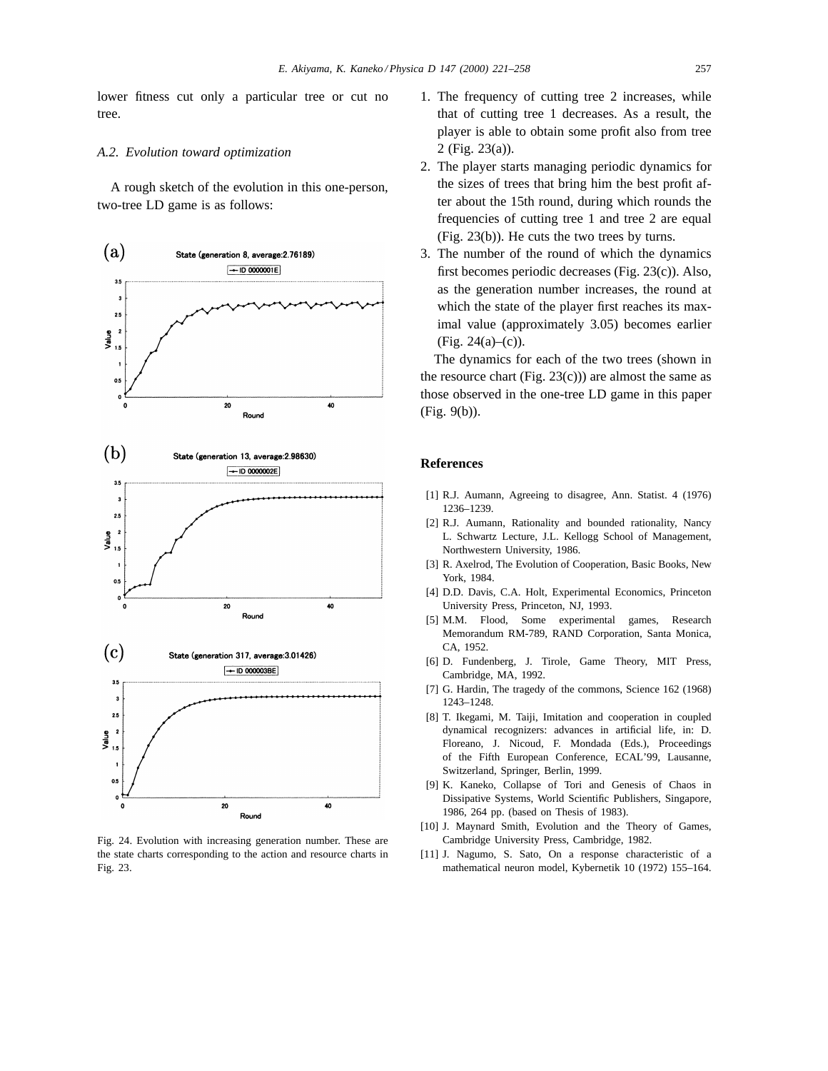lower fitness cut only a particular tree or cut no tree.

*A.2. Evolution toward optimization*

A rough sketch of the evolution in this one-person, two-tree LD game is as follows:

Fig. 24. Evolution with increasing generation number. These are the state charts corresponding to the action and resource charts in Fig. 23.

1. The frequency of cutting tree 2 increases, while that of cutting tree 1 decreases. As a result, the player is able to obtain some profit also from tree 2 (Fig. 23(a)).
2. The player starts managing periodic dynamics for the sizes of trees that bring him the best profit after about the 15th round, during which rounds the frequencies of cutting tree 1 and tree 2 are equal (Fig. 23(b)). He cuts the two trees by turns.
3. The number of the round of which the dynamics first becomes periodic decreases (Fig. 23(c)). Also, as the generation number increases, the round at which the state of the player first reaches its maximal value (approximately 3.05) becomes earlier (Fig. 24(a)–(c)).

The dynamics for each of the two trees (shown in the resource chart (Fig. 23(c))) are almost the same as those observed in the one-tree LD game in this paper (Fig. 9(b)).

## References

[1] R.J. Aumann, Agreeing to disagree, Ann. Statist. 4 (1976) 1236–1239.

[2] R.J. Aumann, Rationality and bounded rationality, Nancy L. Schwartz Lecture, J.L. Kellogg School of Management, Northwestern University, 1986.

[3] R. Axelrod, The Evolution of Cooperation, Basic Books, New York, 1984.

[4] D.D. Davis, C.A. Holt, Experimental Economics, Princeton University Press, Princeton, NJ, 1993.

[5] M.M. Flood, Some experimental games, Research Memorandum RM-789, RAND Corporation, Santa Monica, CA, 1952.

[6] D. Fundenberg, J. Tirole, Game Theory, MIT Press, Cambridge, MA, 1992.

[7] G. Hardin, The tragedy of the commons, Science 162 (1968) 1243–1248.

[8] T. Ikegami, M. Taiji, Imitation and cooperation in coupled dynamical recognizers: advances in artificial life, in: D. Floreano, J. Nicoud, F. Mondada (Eds.), Proceedings of the Fifth European Conference, ECAL'99, Lausanne, Switzerland, Springer, Berlin, 1999.

[9] K. Kaneko, Collapse of Tori and Genesis of Chaos in Dissipative Systems, World Scientific Publishers, Singapore, 1986, 264 pp. (based on Thesis of 1983).

[10] J. Maynard Smith, Evolution and the Theory of Games, Cambridge University Press, Cambridge, 1982.

[11] J. Nagumo, S. Sato, On a response characteristic of a mathematical neuron model, Kybernetik 10 (1972) 155–164.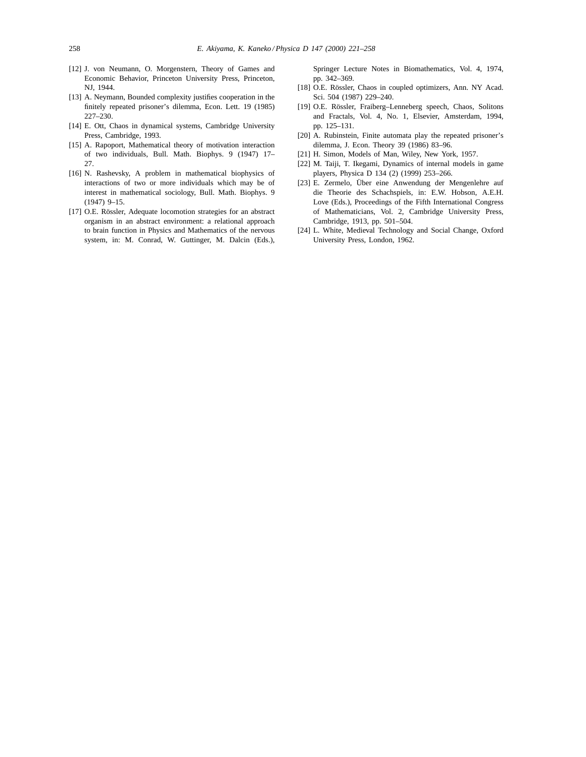[12] J. von Neumann, O. Morgenstern, Theory of Games and Economic Behavior, Princeton University Press, Princeton, NJ, 1944.

[13] A. Neymann, Bounded complexity justifies cooperation in the finitely repeated prisoner's dilemma, Econ. Lett. 19 (1985) 227–230.

[14] E. Ott, Chaos in dynamical systems, Cambridge University Press, Cambridge, 1993.

[15] A. Rapoport, Mathematical theory of motivation interaction of two individuals, Bull. Math. Biophys. 9 (1947) 17–27.

[16] N. Rashevsky, A problem in mathematical biophysics of interactions of two or more individuals which may be of interest in mathematical sociology, Bull. Math. Biophys. 9 (1947) 9–15.

[17] O.E. Rössler, Adequate locomotion strategies for an abstract organism in an abstract environment: a relational approach to brain function in Physics and Mathematics of the nervous system, in: M. Conrad, W. Guttinger, M. Dalcin (Eds.), Springer Lecture Notes in Biomathematics, Vol. 4, 1974, pp. 342–369.

[18] O.E. Rössler, Chaos in coupled optimizers, Ann. NY Acad. Sci. 504 (1987) 229–240.

[19] O.E. Rössler, Fraiberg–Lenneberg speech, Chaos, Solitons and Fractals, Vol. 4, No. 1, Elsevier, Amsterdam, 1994, pp. 125–131.

[20] A. Rubinstein, Finite automata play the repeated prisoner's dilemma, J. Econ. Theory 39 (1986) 83–96.

[21] H. Simon, Models of Man, Wiley, New York, 1957.

[22] M. Taiji, T. Ikegami, Dynamics of internal models in game players, Physica D 134 (2) (1999) 253–266.

[23] E. Zermelo, Über eine Anwendung der Mengenlehre auf die Theorie des Schachspiels, in: E.W. Hobson, A.E.H. Love (Eds.), Proceedings of the Fifth International Congress of Mathematicians, Vol. 2, Cambridge University Press, Cambridge, 1913, pp. 501–504.

[24] L. White, Medieval Technology and Social Change, Oxford University Press, London, 1962.